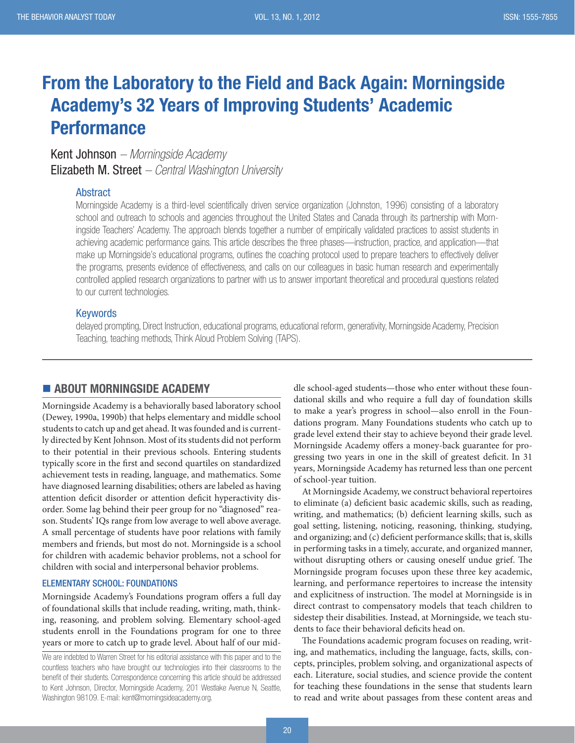# From the Laboratory to the Field and Back Again: Morningside Academy's 32 Years of Improving Students' Academic Performance

Kent Johnson – *Morningside Academy*
Elizabeth M. Street – *Central Washington University*

## Abstract

Morningside Academy is a third-level scientifically driven service organization (Johnston, 1996) consisting of a laboratory school and outreach to schools and agencies throughout the United States and Canada through its partnership with Morningside Teachers' Academy. The approach blends together a number of empirically validated practices to assist students in achieving academic performance gains. This article describes the three phases—instruction, practice, and application—that make up Morningside's educational programs, outlines the coaching protocol used to prepare teachers to effectively deliver the programs, presents evidence of effectiveness, and calls on our colleagues in basic human research and experimentally controlled applied research organizations to partner with us to answer important theoretical and procedural questions related to our current technologies.

## Keywords

delayed prompting, Direct Instruction, educational programs, educational reform, generativity, Morningside Academy, Precision Teaching, teaching methods, Think Aloud Problem Solving (TAPS).

## About Morningside Academy

Morningside Academy is a behaviorally based laboratory school (Dewey, 1990a, 1990b) that helps elementary and middle school students to catch up and get ahead. It was founded and is currently directed by Kent Johnson. Most of its students did not perform to their potential in their previous schools. Entering students typically score in the first and second quartiles on standardized achievement tests in reading, language, and mathematics. Some have diagnosed learning disabilities; others are labeled as having attention deficit disorder or attention deficit hyperactivity disorder. Some lag behind their peer group for no "diagnosed" reason. Students' IQs range from low average to well above average. A small percentage of students have poor relations with family members and friends, but most do not. Morningside is a school for children with academic behavior problems, not a school for children with social and interpersonal behavior problems.

### Elementary School: Foundations

Morningside Academy's Foundations program offers a full day of foundational skills that include reading, writing, math, thinking, reasoning, and problem solving. Elementary school-aged students enroll in the Foundations program for one to three years or more to catch up to grade level. About half of our middle school-aged students—those who enter without these foundational skills and who require a full day of foundation skills to make a year's progress in school—also enroll in the Foundations program. Many Foundations students who catch up to grade level extend their stay to achieve beyond their grade level. Morningside Academy offers a money-back guarantee for progressing two years in one in the skill of greatest deficit. In 31 years, Morningside Academy has returned less than one percent of school-year tuition.

At Morningside Academy, we construct behavioral repertoires to eliminate (a) deficient basic academic skills, such as reading, writing, and mathematics; (b) deficient learning skills, such as goal setting, listening, noticing, reasoning, thinking, studying, and organizing; and (c) deficient performance skills; that is, skills in performing tasks in a timely, accurate, and organized manner, without disrupting others or causing oneself undue grief. The Morningside program focuses upon these three key academic, learning, and performance repertoires to increase the intensity and explicitness of instruction. The model at Morningside is in direct contrast to compensatory models that teach children to sidestep their disabilities. Instead, at Morningside, we teach students to face their behavioral deficits head on.

The Foundations academic program focuses on reading, writing, and mathematics, including the language, facts, skills, concepts, principles, problem solving, and organizational aspects of each. Literature, social studies, and science provide the content for teaching these foundations in the sense that students learn to read and write about passages from these content areas and

We are indebted to Warren Street for his editorial assistance with this paper and to the countless teachers who have brought our technologies into their classrooms to the benefit of their students. Correspondence concerning this article should be addressed to Kent Johnson, Director, Morningside Academy, 201 Westlake Avenue N, Seattle, Washington 98109. E-mail: kent@morningsideacademy.org.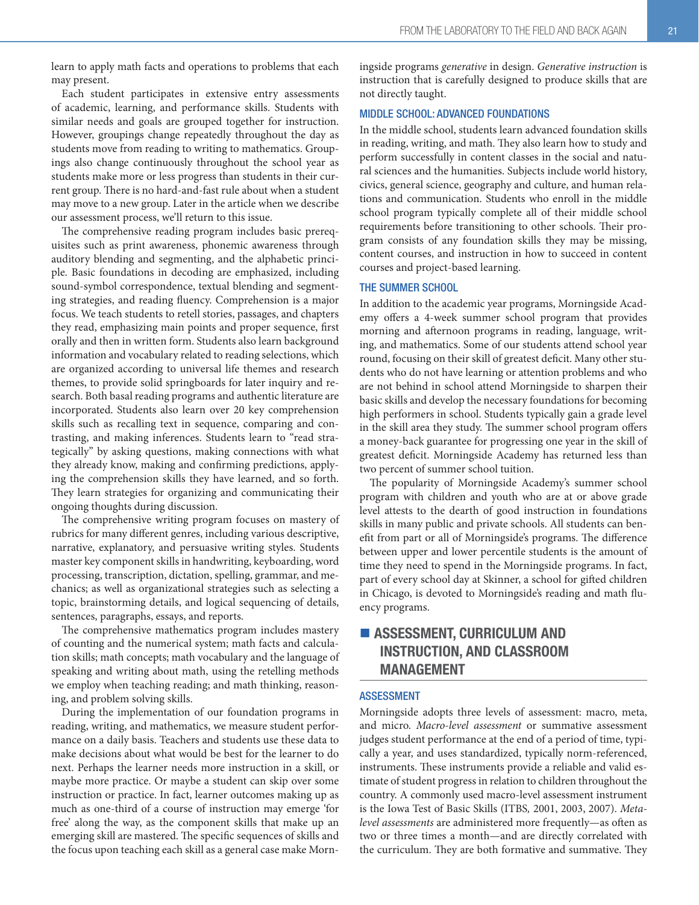learn to apply math facts and operations to problems that each may present.

Each student participates in extensive entry assessments of academic, learning, and performance skills. Students with similar needs and goals are grouped together for instruction. However, groupings change repeatedly throughout the day as students move from reading to writing to mathematics. Groupings also change continuously throughout the school year as students make more or less progress than students in their current group. There is no hard-and-fast rule about when a student may move to a new group. Later in the article when we describe our assessment process, we'll return to this issue.

The comprehensive reading program includes basic prerequisites such as print awareness, phonemic awareness through auditory blending and segmenting, and the alphabetic principle. Basic foundations in decoding are emphasized, including sound-symbol correspondence, textual blending and segmenting strategies, and reading fluency. Comprehension is a major focus. We teach students to retell stories, passages, and chapters they read, emphasizing main points and proper sequence, first orally and then in written form. Students also learn background information and vocabulary related to reading selections, which are organized according to universal life themes and research themes, to provide solid springboards for later inquiry and research. Both basal reading programs and authentic literature are incorporated. Students also learn over 20 key comprehension skills such as recalling text in sequence, comparing and contrasting, and making inferences. Students learn to "read strategically" by asking questions, making connections with what they already know, making and confirming predictions, applying the comprehension skills they have learned, and so forth. They learn strategies for organizing and communicating their ongoing thoughts during discussion.

The comprehensive writing program focuses on mastery of rubrics for many different genres, including various descriptive, narrative, explanatory, and persuasive writing styles. Students master key component skills in handwriting, keyboarding, word processing, transcription, dictation, spelling, grammar, and mechanics; as well as organizational strategies such as selecting a topic, brainstorming details, and logical sequencing of details, sentences, paragraphs, essays, and reports.

The comprehensive mathematics program includes mastery of counting and the numerical system; math facts and calculation skills; math concepts; math vocabulary and the language of speaking and writing about math, using the retelling methods we employ when teaching reading; and math thinking, reasoning, and problem solving skills.

During the implementation of our foundation programs in reading, writing, and mathematics, we measure student performance on a daily basis. Teachers and students use these data to make decisions about what would be best for the learner to do next. Perhaps the learner needs more instruction in a skill, or maybe more practice. Or maybe a student can skip over some instruction or practice. In fact, learner outcomes making up as much as one-third of a course of instruction may emerge 'for free' along the way, as the component skills that make up an emerging skill are mastered. The specific sequences of skills and the focus upon teaching each skill as a general case make Morningside programs *generative* in design. *Generative instruction* is instruction that is carefully designed to produce skills that are not directly taught.

### MIDDLE SCHOOL: ADVANCED FOUNDATIONS

In the middle school, students learn advanced foundation skills in reading, writing, and math. They also learn how to study and perform successfully in content classes in the social and natural sciences and the humanities. Subjects include world history, civics, general science, geography and culture, and human relations and communication. Students who enroll in the middle school program typically complete all of their middle school requirements before transitioning to other schools. Their program consists of any foundation skills they may be missing, content courses, and instruction in how to succeed in content courses and project-based learning.

### THE SUMMER SCHOOL

In addition to the academic year programs, Morningside Academy offers a 4-week summer school program that provides morning and afternoon programs in reading, language, writing, and mathematics. Some of our students attend school year round, focusing on their skill of greatest deficit. Many other students who do not have learning or attention problems and who are not behind in school attend Morningside to sharpen their basic skills and develop the necessary foundations for becoming high performers in school. Students typically gain a grade level in the skill area they study. The summer school program offers a money-back guarantee for progressing one year in the skill of greatest deficit. Morningside Academy has returned less than two percent of summer school tuition.

The popularity of Morningside Academy's summer school program with children and youth who are at or above grade level attests to the dearth of good instruction in foundations skills in many public and private schools. All students can benefit from part or all of Morningside's programs. The difference between upper and lower percentile students is the amount of time they need to spend in the Morningside programs. In fact, part of every school day at Skinner, a school for gifted children in Chicago, is devoted to Morningside's reading and math fluency programs.

## ASSESSMENT, CURRICULUM AND INSTRUCTION, AND CLASSROOM MANAGEMENT

### ASSESSMENT

Morningside adopts three levels of assessment: macro, meta, and micro. *Macro-level assessment* or summative assessment judges student performance at the end of a period of time, typically a year, and uses standardized, typically norm-referenced, instruments. These instruments provide a reliable and valid estimate of student progress in relation to children throughout the country. A commonly used macro-level assessment instrument is the Iowa Test of Basic Skills (ITBS*,* 2001, 2003, 2007). *Meta-level assessments* are administered more frequently—as often as two or three times a month—and are directly correlated with the curriculum. They are both formative and summative. They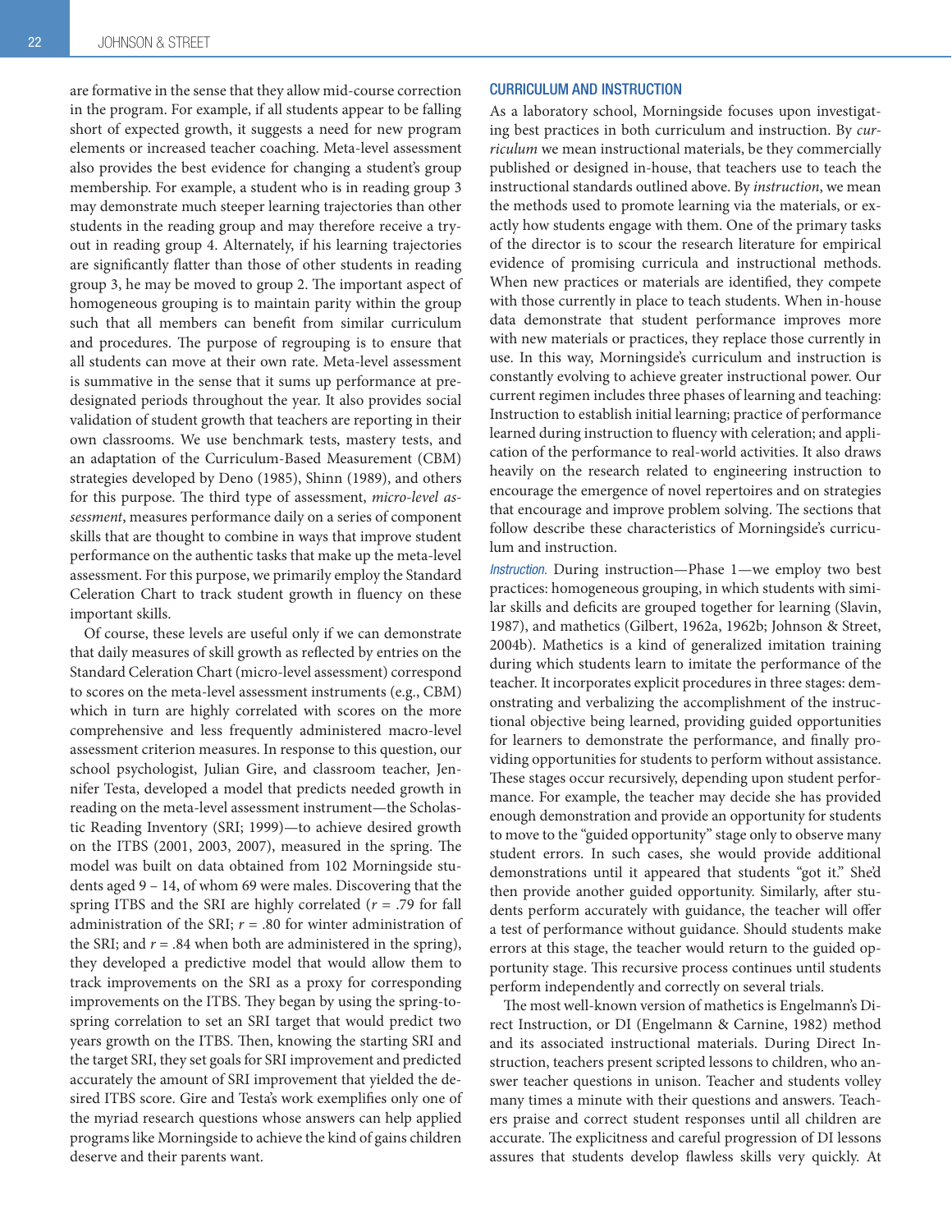are formative in the sense that they allow mid-course correction in the program. For example, if all students appear to be falling short of expected growth, it suggests a need for new program elements or increased teacher coaching. Meta-level assessment also provides the best evidence for changing a student's group membership. For example, a student who is in reading group 3 may demonstrate much steeper learning trajectories than other students in the reading group and may therefore receive a tryout in reading group 4. Alternately, if his learning trajectories are significantly flatter than those of other students in reading group 3, he may be moved to group 2. The important aspect of homogeneous grouping is to maintain parity within the group such that all members can benefit from similar curriculum and procedures. The purpose of regrouping is to ensure that all students can move at their own rate. Meta-level assessment is summative in the sense that it sums up performance at predesignated periods throughout the year. It also provides social validation of student growth that teachers are reporting in their own classrooms. We use benchmark tests, mastery tests, and an adaptation of the Curriculum-Based Measurement (CBM) strategies developed by Deno (1985), Shinn (1989), and others for this purpose. The third type of assessment, *micro-level assessment*, measures performance daily on a series of component skills that are thought to combine in ways that improve student performance on the authentic tasks that make up the meta-level assessment. For this purpose, we primarily employ the Standard Celeration Chart to track student growth in fluency on these important skills.

Of course, these levels are useful only if we can demonstrate that daily measures of skill growth as reflected by entries on the Standard Celeration Chart (micro-level assessment) correspond to scores on the meta-level assessment instruments (e.g., CBM) which in turn are highly correlated with scores on the more comprehensive and less frequently administered macro-level assessment criterion measures. In response to this question, our school psychologist, Julian Gire, and classroom teacher, Jennifer Testa, developed a model that predicts needed growth in reading on the meta-level assessment instrument—the Scholastic Reading Inventory (SRI; 1999)—to achieve desired growth on the ITBS (2001, 2003, 2007), measured in the spring. The model was built on data obtained from 102 Morningside students aged 9 – 14, of whom 69 were males. Discovering that the spring ITBS and the SRI are highly correlated ($r = .79$ for fall administration of the SRI; $r = .80$ for winter administration of the SRI; and $r = .84$ when both are administered in the spring), they developed a predictive model that would allow them to track improvements on the SRI as a proxy for corresponding improvements on the ITBS. They began by using the spring-to-spring correlation to set an SRI target that would predict two years growth on the ITBS. Then, knowing the starting SRI and the target SRI, they set goals for SRI improvement and predicted accurately the amount of SRI improvement that yielded the desired ITBS score. Gire and Testa's work exemplifies only one of the myriad research questions whose answers can help applied programs like Morningside to achieve the kind of gains children deserve and their parents want.

## CURRICULUM AND INSTRUCTION

As a laboratory school, Morningside focuses upon investigating best practices in both curriculum and instruction. By *curriculum* we mean instructional materials, be they commercially published or designed in-house, that teachers use to teach the instructional standards outlined above. By *instruction*, we mean the methods used to promote learning via the materials, or exactly how students engage with them. One of the primary tasks of the director is to scour the research literature for empirical evidence of promising curricula and instructional methods. When new practices or materials are identified, they compete with those currently in place to teach students. When in-house data demonstrate that student performance improves more with new materials or practices, they replace those currently in use. In this way, Morningside's curriculum and instruction is constantly evolving to achieve greater instructional power. Our current regimen includes three phases of learning and teaching: Instruction to establish initial learning; practice of performance learned during instruction to fluency with celeration; and application of the performance to real-world activities. It also draws heavily on the research related to engineering instruction to encourage the emergence of novel repertoires and on strategies that encourage and improve problem solving. The sections that follow describe these characteristics of Morningside's curriculum and instruction.

*Instruction.* During instruction—Phase 1—we employ two best practices: homogeneous grouping, in which students with similar skills and deficits are grouped together for learning (Slavin, 1987), and mathetics (Gilbert, 1962a, 1962b; Johnson & Street, 2004b). Mathetics is a kind of generalized imitation training during which students learn to imitate the performance of the teacher. It incorporates explicit procedures in three stages: demonstrating and verbalizing the accomplishment of the instructional objective being learned, providing guided opportunities for learners to demonstrate the performance, and finally providing opportunities for students to perform without assistance. These stages occur recursively, depending upon student performance. For example, the teacher may decide she has provided enough demonstration and provide an opportunity for students to move to the "guided opportunity" stage only to observe many student errors. In such cases, she would provide additional demonstrations until it appeared that students "got it." She'd then provide another guided opportunity. Similarly, after students perform accurately with guidance, the teacher will offer a test of performance without guidance. Should students make errors at this stage, the teacher would return to the guided opportunity stage. This recursive process continues until students perform independently and correctly on several trials.

The most well-known version of mathetics is Engelmann's Direct Instruction, or DI (Engelmann & Carnine, 1982) method and its associated instructional materials. During Direct Instruction, teachers present scripted lessons to children, who answer teacher questions in unison. Teacher and students volley many times a minute with their questions and answers. Teachers praise and correct student responses until all children are accurate. The explicitness and careful progression of DI lessons assures that students develop flawless skills very quickly. At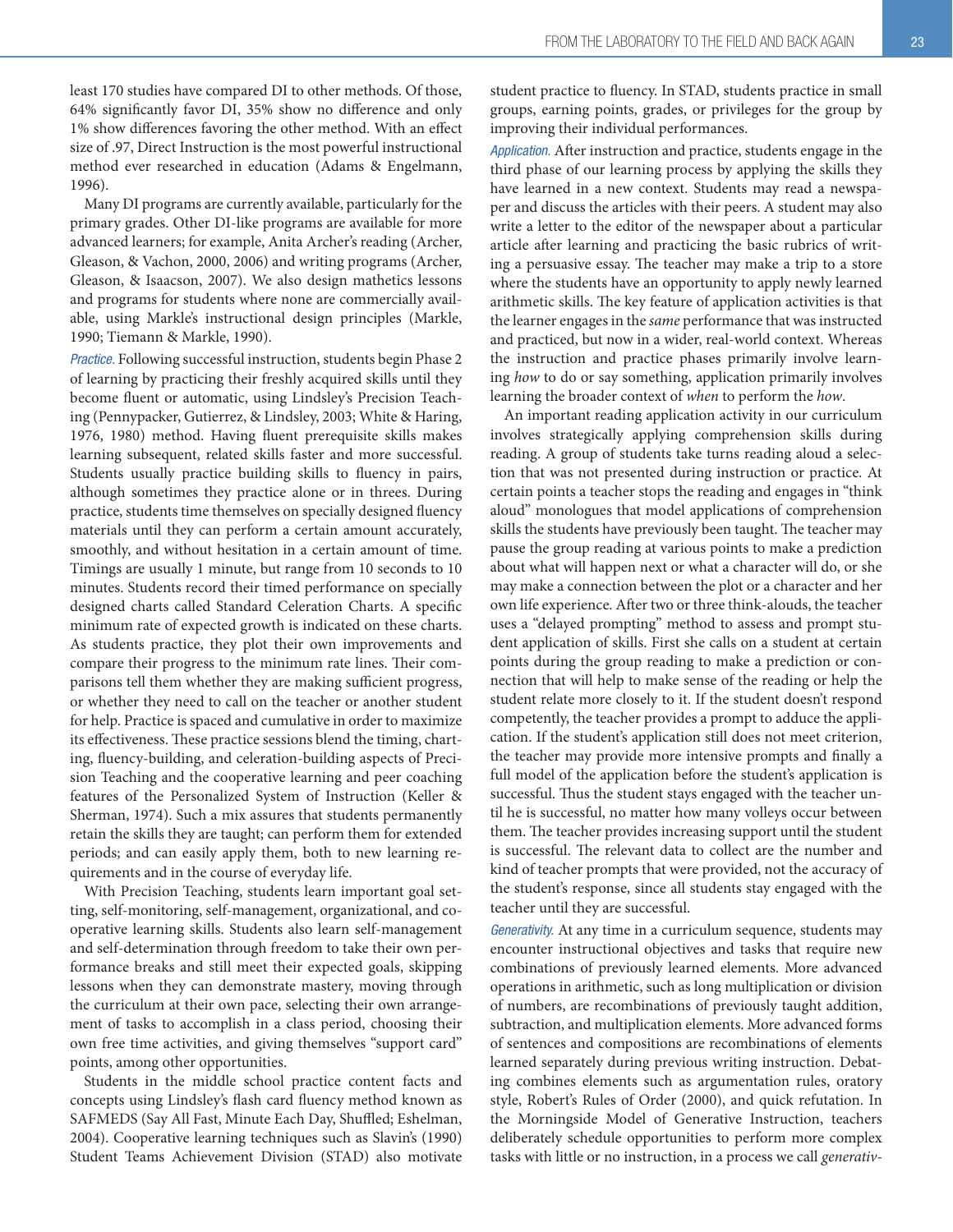least 170 studies have compared DI to other methods. Of those, 64% significantly favor DI, 35% show no difference and only 1% show differences favoring the other method. With an effect size of .97, Direct Instruction is the most powerful instructional method ever researched in education (Adams & Engelmann, 1996).

Many DI programs are currently available, particularly for the primary grades. Other DI-like programs are available for more advanced learners; for example, Anita Archer's reading (Archer, Gleason, & Vachon, 2000, 2006) and writing programs (Archer, Gleason, & Isaacson, 2007). We also design mathetics lessons and programs for students where none are commercially available, using Markle's instructional design principles (Markle, 1990; Tiemann & Markle, 1990).

*Practice.* Following successful instruction, students begin Phase 2 of learning by practicing their freshly acquired skills until they become fluent or automatic, using Lindsley's Precision Teaching (Pennypacker, Gutierrez, & Lindsley, 2003; White & Haring, 1976, 1980) method. Having fluent prerequisite skills makes learning subsequent, related skills faster and more successful. Students usually practice building skills to fluency in pairs, although sometimes they practice alone or in threes. During practice, students time themselves on specially designed fluency materials until they can perform a certain amount accurately, smoothly, and without hesitation in a certain amount of time. Timings are usually 1 minute, but range from 10 seconds to 10 minutes. Students record their timed performance on specially designed charts called Standard Celeration Charts. A specific minimum rate of expected growth is indicated on these charts. As students practice, they plot their own improvements and compare their progress to the minimum rate lines. Their comparisons tell them whether they are making sufficient progress, or whether they need to call on the teacher or another student for help. Practice is spaced and cumulative in order to maximize its effectiveness. These practice sessions blend the timing, charting, fluency-building, and celeration-building aspects of Precision Teaching and the cooperative learning and peer coaching features of the Personalized System of Instruction (Keller & Sherman, 1974). Such a mix assures that students permanently retain the skills they are taught; can perform them for extended periods; and can easily apply them, both to new learning requirements and in the course of everyday life.

With Precision Teaching, students learn important goal setting, self-monitoring, self-management, organizational, and cooperative learning skills. Students also learn self-management and self-determination through freedom to take their own performance breaks and still meet their expected goals, skipping lessons when they can demonstrate mastery, moving through the curriculum at their own pace, selecting their own arrangement of tasks to accomplish in a class period, choosing their own free time activities, and giving themselves "support card" points, among other opportunities.

Students in the middle school practice content facts and concepts using Lindsley's flash card fluency method known as SAFMEDS (Say All Fast, Minute Each Day, Shuffled; Eshelman, 2004). Cooperative learning techniques such as Slavin's (1990) Student Teams Achievement Division (STAD) also motivate student practice to fluency. In STAD, students practice in small groups, earning points, grades, or privileges for the group by improving their individual performances.

*Application.* After instruction and practice, students engage in the third phase of our learning process by applying the skills they have learned in a new context. Students may read a newspaper and discuss the articles with their peers. A student may also write a letter to the editor of the newspaper about a particular article after learning and practicing the basic rubrics of writing a persuasive essay. The teacher may make a trip to a store where the students have an opportunity to apply newly learned arithmetic skills. The key feature of application activities is that the learner engages in the *same* performance that was instructed and practiced, but now in a wider, real-world context. Whereas the instruction and practice phases primarily involve learning *how* to do or say something, application primarily involves learning the broader context of *when* to perform the *how*.

An important reading application activity in our curriculum involves strategically applying comprehension skills during reading. A group of students take turns reading aloud a selection that was not presented during instruction or practice. At certain points a teacher stops the reading and engages in "think aloud" monologues that model applications of comprehension skills the students have previously been taught. The teacher may pause the group reading at various points to make a prediction about what will happen next or what a character will do, or she may make a connection between the plot or a character and her own life experience. After two or three think-alouds, the teacher uses a "delayed prompting" method to assess and prompt student application of skills. First she calls on a student at certain points during the group reading to make a prediction or connection that will help to make sense of the reading or help the student relate more closely to it. If the student doesn't respond competently, the teacher provides a prompt to adduce the application. If the student's application still does not meet criterion, the teacher may provide more intensive prompts and finally a full model of the application before the student's application is successful. Thus the student stays engaged with the teacher until he is successful, no matter how many volleys occur between them. The teacher provides increasing support until the student is successful. The relevant data to collect are the number and kind of teacher prompts that were provided, not the accuracy of the student's response, since all students stay engaged with the teacher until they are successful.

*Generativity.* At any time in a curriculum sequence, students may encounter instructional objectives and tasks that require new combinations of previously learned elements. More advanced operations in arithmetic, such as long multiplication or division of numbers, are recombinations of previously taught addition, subtraction, and multiplication elements. More advanced forms of sentences and compositions are recombinations of elements learned separately during previous writing instruction. Debating combines elements such as argumentation rules, oratory style, Robert's Rules of Order (2000), and quick refutation. In the Morningside Model of Generative Instruction, teachers deliberately schedule opportunities to perform more complex tasks with little or no instruction, in a process we call *generativ-*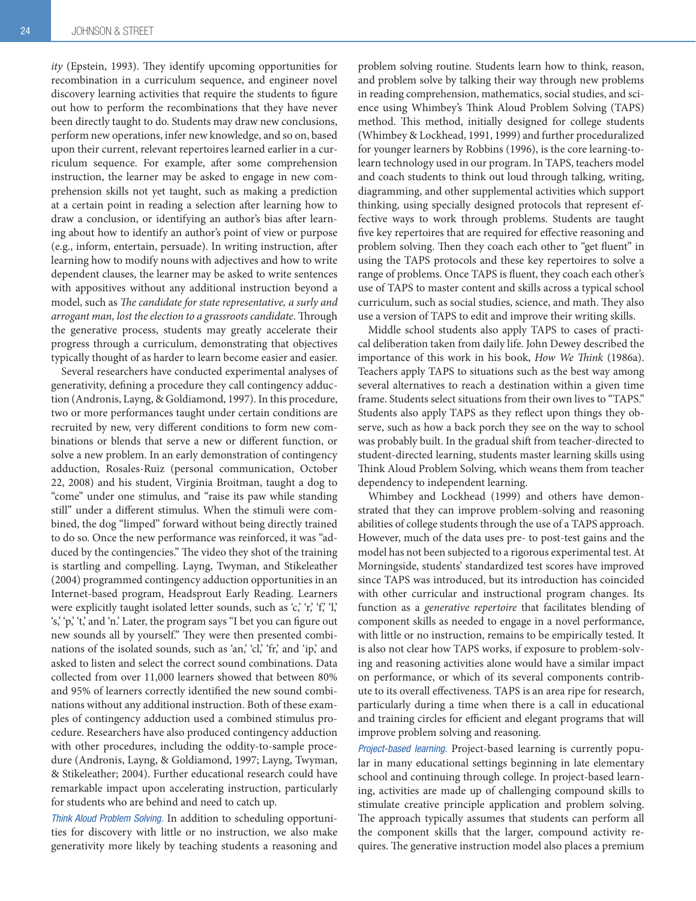*ity* (Epstein, 1993). They identify upcoming opportunities for recombination in a curriculum sequence, and engineer novel discovery learning activities that require the students to figure out how to perform the recombinations that they have never been directly taught to do. Students may draw new conclusions, perform new operations, infer new knowledge, and so on, based upon their current, relevant repertoires learned earlier in a curriculum sequence. For example, after some comprehension instruction, the learner may be asked to engage in new comprehension skills not yet taught, such as making a prediction at a certain point in reading a selection after learning how to draw a conclusion, or identifying an author's bias after learning about how to identify an author's point of view or purpose (e.g., inform, entertain, persuade). In writing instruction, after learning how to modify nouns with adjectives and how to write dependent clauses, the learner may be asked to write sentences with appositives without any additional instruction beyond a model, such as *The candidate for state representative, a surly and arrogant man, lost the election to a grassroots candidate*. Through the generative process, students may greatly accelerate their progress through a curriculum, demonstrating that objectives typically thought of as harder to learn become easier and easier.

Several researchers have conducted experimental analyses of generativity, defining a procedure they call contingency adduction (Andronis, Layng, & Goldiamond, 1997). In this procedure, two or more performances taught under certain conditions are recruited by new, very different conditions to form new combinations or blends that serve a new or different function, or solve a new problem. In an early demonstration of contingency adduction, Rosales-Ruiz (personal communication, October 22, 2008) and his student, Virginia Broitman, taught a dog to "come" under one stimulus, and "raise its paw while standing still" under a different stimulus. When the stimuli were combined, the dog "limped" forward without being directly trained to do so. Once the new performance was reinforced, it was "adduced by the contingencies." The video they shot of the training is startling and compelling. Layng, Twyman, and Stikeleather (2004) programmed contingency adduction opportunities in an Internet-based program, Headsprout Early Reading. Learners were explicitly taught isolated letter sounds, such as 'c,' 'r,' 'f,' 'l,' 's,' 'p,' 't,' and 'n.' Later, the program says "I bet you can figure out new sounds all by yourself." They were then presented combinations of the isolated sounds, such as 'an,' 'cl,' 'fr,' and 'ip,' and asked to listen and select the correct sound combinations. Data collected from over 11,000 learners showed that between 80% and 95% of learners correctly identified the new sound combinations without any additional instruction. Both of these examples of contingency adduction used a combined stimulus procedure. Researchers have also produced contingency adduction with other procedures, including the oddity-to-sample procedure (Andronis, Layng, & Goldiamond, 1997; Layng, Twyman, & Stikeleather; 2004). Further educational research could have remarkable impact upon accelerating instruction, particularly for students who are behind and need to catch up.

*Think Aloud Problem Solving.* In addition to scheduling opportunities for discovery with little or no instruction, we also make generativity more likely by teaching students a reasoning and problem solving routine. Students learn how to think, reason, and problem solve by talking their way through new problems in reading comprehension, mathematics, social studies, and science using Whimbey's Think Aloud Problem Solving (TAPS) method. This method, initially designed for college students (Whimbey & Lockhead, 1991, 1999) and further proceduralized for younger learners by Robbins (1996), is the core learning-to-learn technology used in our program. In TAPS, teachers model and coach students to think out loud through talking, writing, diagramming, and other supplemental activities which support thinking, using specially designed protocols that represent effective ways to work through problems. Students are taught five key repertoires that are required for effective reasoning and problem solving. Then they coach each other to "get fluent" in using the TAPS protocols and these key repertoires to solve a range of problems. Once TAPS is fluent, they coach each other's use of TAPS to master content and skills across a typical school curriculum, such as social studies, science, and math. They also use a version of TAPS to edit and improve their writing skills.

Middle school students also apply TAPS to cases of practical deliberation taken from daily life. John Dewey described the importance of this work in his book, *How We Think* (1986a). Teachers apply TAPS to situations such as the best way among several alternatives to reach a destination within a given time frame. Students select situations from their own lives to "TAPS." Students also apply TAPS as they reflect upon things they observe, such as how a back porch they see on the way to school was probably built. In the gradual shift from teacher-directed to student-directed learning, students master learning skills using Think Aloud Problem Solving, which weans them from teacher dependency to independent learning.

Whimbey and Lockhead (1999) and others have demonstrated that they can improve problem-solving and reasoning abilities of college students through the use of a TAPS approach. However, much of the data uses pre- to post-test gains and the model has not been subjected to a rigorous experimental test. At Morningside, students' standardized test scores have improved since TAPS was introduced, but its introduction has coincided with other curricular and instructional program changes. Its function as a *generative repertoire* that facilitates blending of component skills as needed to engage in a novel performance, with little or no instruction, remains to be empirically tested. It is also not clear how TAPS works, if exposure to problem-solving and reasoning activities alone would have a similar impact on performance, or which of its several components contribute to its overall effectiveness. TAPS is an area ripe for research, particularly during a time when there is a call in educational and training circles for efficient and elegant programs that will improve problem solving and reasoning.

*Project-based learning.* Project-based learning is currently popular in many educational settings beginning in late elementary school and continuing through college. In project-based learning, activities are made up of challenging compound skills to stimulate creative principle application and problem solving. The approach typically assumes that students can perform all the component skills that the larger, compound activity requires. The generative instruction model also places a premium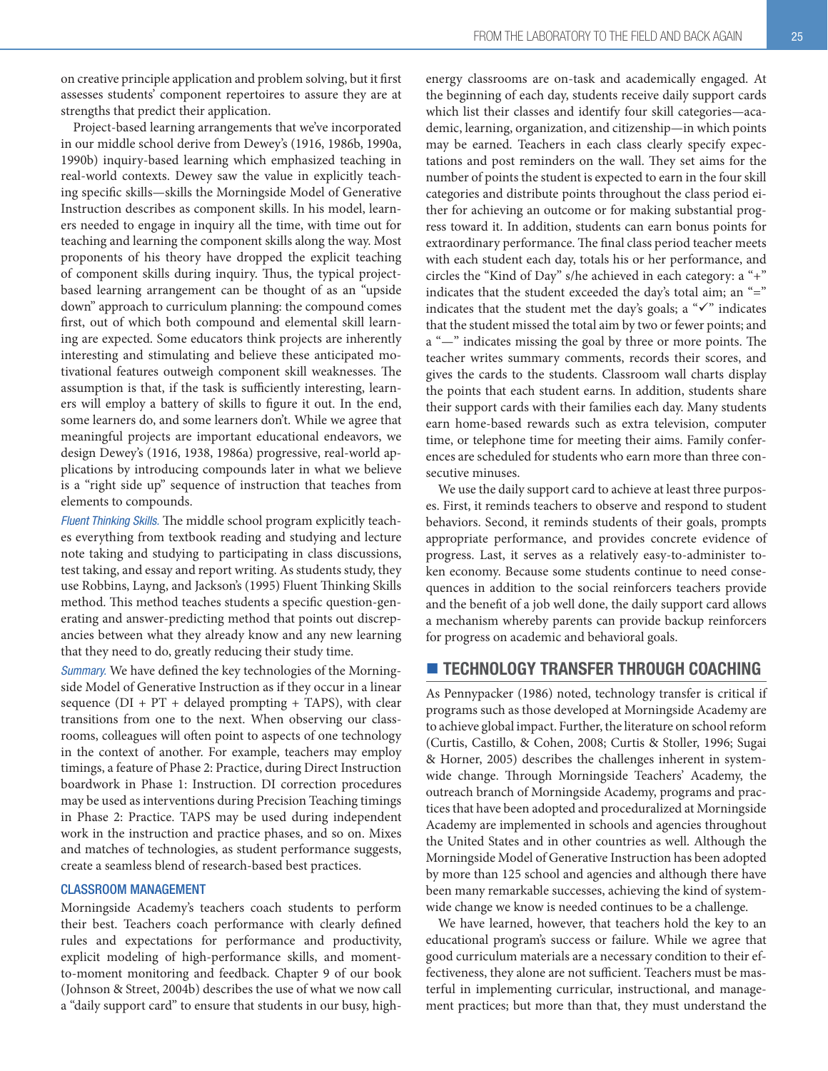on creative principle application and problem solving, but it first assesses students' component repertoires to assure they are at strengths that predict their application.

Project-based learning arrangements that we've incorporated in our middle school derive from Dewey's (1916, 1986b, 1990a, 1990b) inquiry-based learning which emphasized teaching in real-world contexts. Dewey saw the value in explicitly teaching specific skills—skills the Morningside Model of Generative Instruction describes as component skills. In his model, learners needed to engage in inquiry all the time, with time out for teaching and learning the component skills along the way. Most proponents of his theory have dropped the explicit teaching of component skills during inquiry. Thus, the typical project-based learning arrangement can be thought of as an "upside down" approach to curriculum planning: the compound comes first, out of which both compound and elemental skill learning are expected. Some educators think projects are inherently interesting and stimulating and believe these anticipated motivational features outweigh component skill weaknesses. The assumption is that, if the task is sufficiently interesting, learners will employ a battery of skills to figure it out. In the end, some learners do, and some learners don't. While we agree that meaningful projects are important educational endeavors, we design Dewey's (1916, 1938, 1986a) progressive, real-world applications by introducing compounds later in what we believe is a "right side up" sequence of instruction that teaches from elements to compounds.

*Fluent Thinking Skills.* The middle school program explicitly teaches everything from textbook reading and studying and lecture note taking and studying to participating in class discussions, test taking, and essay and report writing. As students study, they use Robbins, Layng, and Jackson's (1995) Fluent Thinking Skills method. This method teaches students a specific question-generating and answer-predicting method that points out discrepancies between what they already know and any new learning that they need to do, greatly reducing their study time.

*Summary.* We have defined the key technologies of the Morningside Model of Generative Instruction as if they occur in a linear sequence (DI + PT + delayed prompting + TAPS), with clear transitions from one to the next. When observing our classrooms, colleagues will often point to aspects of one technology in the context of another. For example, teachers may employ timings, a feature of Phase 2: Practice, during Direct Instruction boardwork in Phase 1: Instruction. DI correction procedures may be used as interventions during Precision Teaching timings in Phase 2: Practice. TAPS may be used during independent work in the instruction and practice phases, and so on. Mixes and matches of technologies, as student performance suggests, create a seamless blend of research-based best practices.

### CLASSROOM MANAGEMENT

Morningside Academy's teachers coach students to perform their best. Teachers coach performance with clearly defined rules and expectations for performance and productivity, explicit modeling of high-performance skills, and moment-to-moment monitoring and feedback. Chapter 9 of our book (Johnson & Street, 2004b) describes the use of what we now call a "daily support card" to ensure that students in our busy, high-energy classrooms are on-task and academically engaged. At the beginning of each day, students receive daily support cards which list their classes and identify four skill categories—academic, learning, organization, and citizenship—in which points may be earned. Teachers in each class clearly specify expectations and post reminders on the wall. They set aims for the number of points the student is expected to earn in the four skill categories and distribute points throughout the class period either for achieving an outcome or for making substantial progress toward it. In addition, students can earn bonus points for extraordinary performance. The final class period teacher meets with each student each day, totals his or her performance, and circles the "Kind of Day" s/he achieved in each category: a "+" indicates that the student exceeded the day's total aim; an "=" indicates that the student met the day's goals; a "✓" indicates that the student missed the total aim by two or fewer points; and a "—" indicates missing the goal by three or more points. The teacher writes summary comments, records their scores, and gives the cards to the students. Classroom wall charts display the points that each student earns. In addition, students share their support cards with their families each day. Many students earn home-based rewards such as extra television, computer time, or telephone time for meeting their aims. Family conferences are scheduled for students who earn more than three consecutive minuses.

We use the daily support card to achieve at least three purposes. First, it reminds teachers to observe and respond to student behaviors. Second, it reminds students of their goals, prompts appropriate performance, and provides concrete evidence of progress. Last, it serves as a relatively easy-to-administer token economy. Because some students continue to need consequences in addition to the social reinforcers teachers provide and the benefit of a job well done, the daily support card allows a mechanism whereby parents can provide backup reinforcers for progress on academic and behavioral goals.

## TECHNOLOGY TRANSFER THROUGH COACHING

As Pennypacker (1986) noted, technology transfer is critical if programs such as those developed at Morningside Academy are to achieve global impact. Further, the literature on school reform (Curtis, Castillo, & Cohen, 2008; Curtis & Stoller, 1996; Sugai & Horner, 2005) describes the challenges inherent in system-wide change. Through Morningside Teachers' Academy, the outreach branch of Morningside Academy, programs and practices that have been adopted and proceduralized at Morningside Academy are implemented in schools and agencies throughout the United States and in other countries as well. Although the Morningside Model of Generative Instruction has been adopted by more than 125 school and agencies and although there have been many remarkable successes, achieving the kind of system-wide change we know is needed continues to be a challenge.

We have learned, however, that teachers hold the key to an educational program's success or failure. While we agree that good curriculum materials are a necessary condition to their effectiveness, they alone are not sufficient. Teachers must be masterful in implementing curricular, instructional, and management practices; but more than that, they must understand the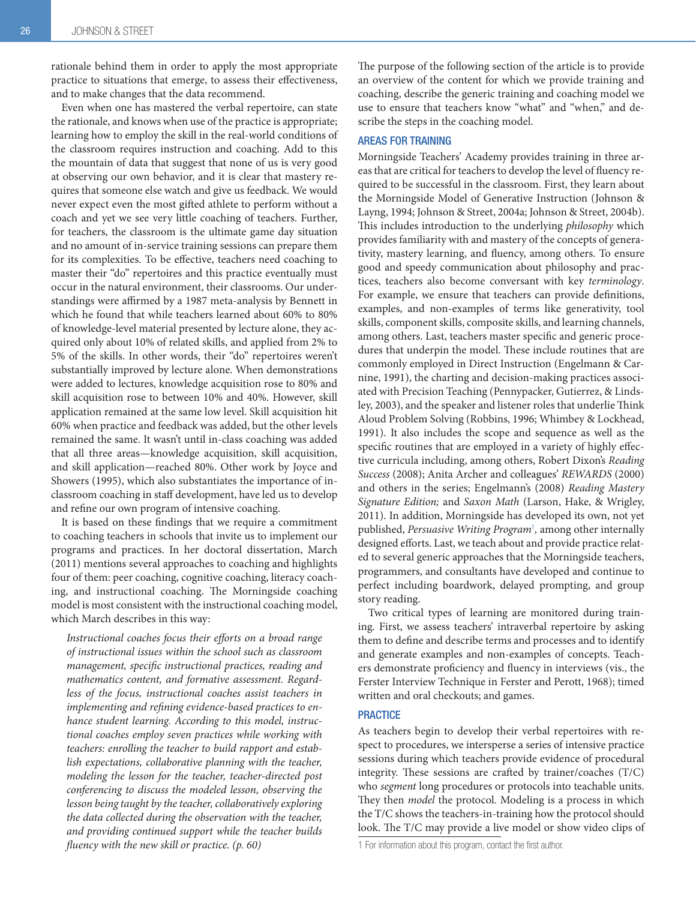rationale behind them in order to apply the most appropriate practice to situations that emerge, to assess their effectiveness, and to make changes that the data recommend.

Even when one has mastered the verbal repertoire, can state the rationale, and knows when use of the practice is appropriate; learning how to employ the skill in the real-world conditions of the classroom requires instruction and coaching. Add to this the mountain of data that suggest that none of us is very good at observing our own behavior, and it is clear that mastery requires that someone else watch and give us feedback. We would never expect even the most gifted athlete to perform without a coach and yet we see very little coaching of teachers. Further, for teachers, the classroom is the ultimate game day situation and no amount of in-service training sessions can prepare them for its complexities. To be effective, teachers need coaching to master their "do" repertoires and this practice eventually must occur in the natural environment, their classrooms. Our understandings were affirmed by a 1987 meta-analysis by Bennett in which he found that while teachers learned about 60% to 80% of knowledge-level material presented by lecture alone, they acquired only about 10% of related skills, and applied from 2% to 5% of the skills. In other words, their "do" repertoires weren't substantially improved by lecture alone. When demonstrations were added to lectures, knowledge acquisition rose to 80% and skill acquisition rose to between 10% and 40%. However, skill application remained at the same low level. Skill acquisition hit 60% when practice and feedback was added, but the other levels remained the same. It wasn't until in-class coaching was added that all three areas—knowledge acquisition, skill acquisition, and skill application—reached 80%. Other work by Joyce and Showers (1995), which also substantiates the importance of in-classroom coaching in staff development, have led us to develop and refine our own program of intensive coaching.

It is based on these findings that we require a commitment to coaching teachers in schools that invite us to implement our programs and practices. In her doctoral dissertation, March (2011) mentions several approaches to coaching and highlights four of them: peer coaching, cognitive coaching, literacy coaching, and instructional coaching. The Morningside coaching model is most consistent with the instructional coaching model, which March describes in this way:

> *Instructional coaches focus their efforts on a broad range of instructional issues within the school such as classroom management, specific instructional practices, reading and mathematics content, and formative assessment. Regardless of the focus, instructional coaches assist teachers in implementing and refining evidence-based practices to enhance student learning. According to this model, instructional coaches employ seven practices while working with teachers: enrolling the teacher to build rapport and establish expectations, collaborative planning with the teacher, modeling the lesson for the teacher, teacher-directed post conferencing to discuss the modeled lesson, observing the lesson being taught by the teacher, collaboratively exploring the data collected during the observation with the teacher, and providing continued support while the teacher builds fluency with the new skill or practice. (p. 60)*

The purpose of the following section of the article is to provide an overview of the content for which we provide training and coaching, describe the generic training and coaching model we use to ensure that teachers know "what" and "when," and describe the steps in the coaching model.

## AREAS FOR TRAINING

Morningside Teachers' Academy provides training in three areas that are critical for teachers to develop the level of fluency required to be successful in the classroom. First, they learn about the Morningside Model of Generative Instruction (Johnson & Layng, 1994; Johnson & Street, 2004a; Johnson & Street, 2004b). This includes introduction to the underlying *philosophy* which provides familiarity with and mastery of the concepts of generativity, mastery learning, and fluency, among others. To ensure good and speedy communication about philosophy and practices, teachers also become conversant with key *terminology*. For example, we ensure that teachers can provide definitions, examples, and non-examples of terms like generativity, tool skills, component skills, composite skills, and learning channels, among others. Last, teachers master specific and generic procedures that underpin the model. These include routines that are commonly employed in Direct Instruction (Engelmann & Carnine, 1991), the charting and decision-making practices associated with Precision Teaching (Pennypacker, Gutierrez, & Lindsley, 2003), and the speaker and listener roles that underlie Think Aloud Problem Solving (Robbins, 1996; Whimbey & Lockhead, 1991). It also includes the scope and sequence as well as the specific routines that are employed in a variety of highly effective curricula including, among others, Robert Dixon's *Reading Success* (2008); Anita Archer and colleagues' *REWARDS* (2000) and others in the series; Engelmann's (2008) *Reading Mastery Signature Edition;* and *Saxon Math* (Larson, Hake, & Wrigley, 2011). In addition, Morningside has developed its own, not yet published, *Persuasive Writing Program*[1], among other internally designed efforts. Last, we teach about and provide practice related to several generic approaches that the Morningside teachers, programmers, and consultants have developed and continue to perfect including boardwork, delayed prompting, and group story reading.

Two critical types of learning are monitored during training. First, we assess teachers' intraverbal repertoire by asking them to define and describe terms and processes and to identify and generate examples and non-examples of concepts. Teachers demonstrate proficiency and fluency in interviews (vis., the Ferster Interview Technique in Ferster and Perott, 1968); timed written and oral checkouts; and games.

## PRACTICE

As teachers begin to develop their verbal repertoires with respect to procedures, we intersperse a series of intensive practice sessions during which teachers provide evidence of procedural integrity. These sessions are crafted by trainer/coaches (T/C) who *segment* long procedures or protocols into teachable units. They then *model* the protocol. Modeling is a process in which the T/C shows the teachers-in-training how the protocol should look. The T/C may provide a live model or show video clips of

1 For information about this program, contact the first author.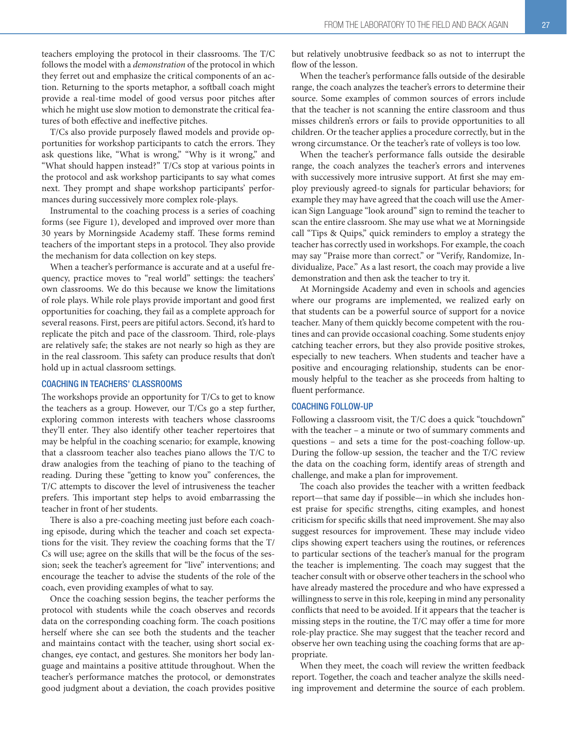teachers employing the protocol in their classrooms. The T/C follows the model with a *demonstration* of the protocol in which they ferret out and emphasize the critical components of an action. Returning to the sports metaphor, a softball coach might provide a real-time model of good versus poor pitches after which he might use slow motion to demonstrate the critical features of both effective and ineffective pitches.

T/Cs also provide purposely flawed models and provide opportunities for workshop participants to catch the errors. They ask questions like, "What is wrong," "Why is it wrong," and "What should happen instead?" T/Cs stop at various points in the protocol and ask workshop participants to say what comes next. They prompt and shape workshop participants' performances during successively more complex role-plays.

Instrumental to the coaching process is a series of coaching forms (see Figure 1), developed and improved over more than 30 years by Morningside Academy staff. These forms remind teachers of the important steps in a protocol. They also provide the mechanism for data collection on key steps.

When a teacher's performance is accurate and at a useful frequency, practice moves to "real world" settings: the teachers' own classrooms. We do this because we know the limitations of role plays. While role plays provide important and good first opportunities for coaching, they fail as a complete approach for several reasons. First, peers are pitiful actors. Second, it's hard to replicate the pitch and pace of the classroom. Third, role-plays are relatively safe; the stakes are not nearly so high as they are in the real classroom. This safety can produce results that don't hold up in actual classroom settings.

## COACHING IN TEACHERS' CLASSROOMS

The workshops provide an opportunity for T/Cs to get to know the teachers as a group. However, our T/Cs go a step further, exploring common interests with teachers whose classrooms they'll enter. They also identify other teacher repertoires that may be helpful in the coaching scenario; for example, knowing that a classroom teacher also teaches piano allows the T/C to draw analogies from the teaching of piano to the teaching of reading. During these "getting to know you" conferences, the T/C attempts to discover the level of intrusiveness the teacher prefers. This important step helps to avoid embarrassing the teacher in front of her students.

There is also a pre-coaching meeting just before each coaching episode, during which the teacher and coach set expectations for the visit. They review the coaching forms that the T/Cs will use; agree on the skills that will be the focus of the session; seek the teacher's agreement for "live" interventions; and encourage the teacher to advise the students of the role of the coach, even providing examples of what to say.

Once the coaching session begins, the teacher performs the protocol with students while the coach observes and records data on the corresponding coaching form. The coach positions herself where she can see both the students and the teacher and maintains contact with the teacher, using short social exchanges, eye contact, and gestures. She monitors her body language and maintains a positive attitude throughout. When the teacher's performance matches the protocol, or demonstrates good judgment about a deviation, the coach provides positive but relatively unobtrusive feedback so as not to interrupt the flow of the lesson.

When the teacher's performance falls outside of the desirable range, the coach analyzes the teacher's errors to determine their source. Some examples of common sources of errors include that the teacher is not scanning the entire classroom and thus misses children's errors or fails to provide opportunities to all children. Or the teacher applies a procedure correctly, but in the wrong circumstance. Or the teacher's rate of volleys is too low.

When the teacher's performance falls outside the desirable range, the coach analyzes the teacher's errors and intervenes with successively more intrusive support. At first she may employ previously agreed-to signals for particular behaviors; for example they may have agreed that the coach will use the American Sign Language "look around" sign to remind the teacher to scan the entire classroom. She may use what we at Morningside call "Tips & Quips," quick reminders to employ a strategy the teacher has correctly used in workshops. For example, the coach may say "Praise more than correct." or "Verify, Randomize, Individualize, Pace." As a last resort, the coach may provide a live demonstration and then ask the teacher to try it.

At Morningside Academy and even in schools and agencies where our programs are implemented, we realized early on that students can be a powerful source of support for a novice teacher. Many of them quickly become competent with the routines and can provide occasional coaching. Some students enjoy catching teacher errors, but they also provide positive strokes, especially to new teachers. When students and teacher have a positive and encouraging relationship, students can be enormously helpful to the teacher as she proceeds from halting to fluent performance.

## COACHING FOLLOW-UP

Following a classroom visit, the T/C does a quick "touchdown" with the teacher – a minute or two of summary comments and questions – and sets a time for the post-coaching follow-up. During the follow-up session, the teacher and the T/C review the data on the coaching form, identify areas of strength and challenge, and make a plan for improvement.

The coach also provides the teacher with a written feedback report—that same day if possible—in which she includes honest praise for specific strengths, citing examples, and honest criticism for specific skills that need improvement. She may also suggest resources for improvement. These may include video clips showing expert teachers using the routines, or references to particular sections of the teacher's manual for the program the teacher is implementing. The coach may suggest that the teacher consult with or observe other teachers in the school who have already mastered the procedure and who have expressed a willingness to serve in this role, keeping in mind any personality conflicts that need to be avoided. If it appears that the teacher is missing steps in the routine, the T/C may offer a time for more role-play practice. She may suggest that the teacher record and observe her own teaching using the coaching forms that are appropriate.

When they meet, the coach will review the written feedback report. Together, the coach and teacher analyze the skills needing improvement and determine the source of each problem.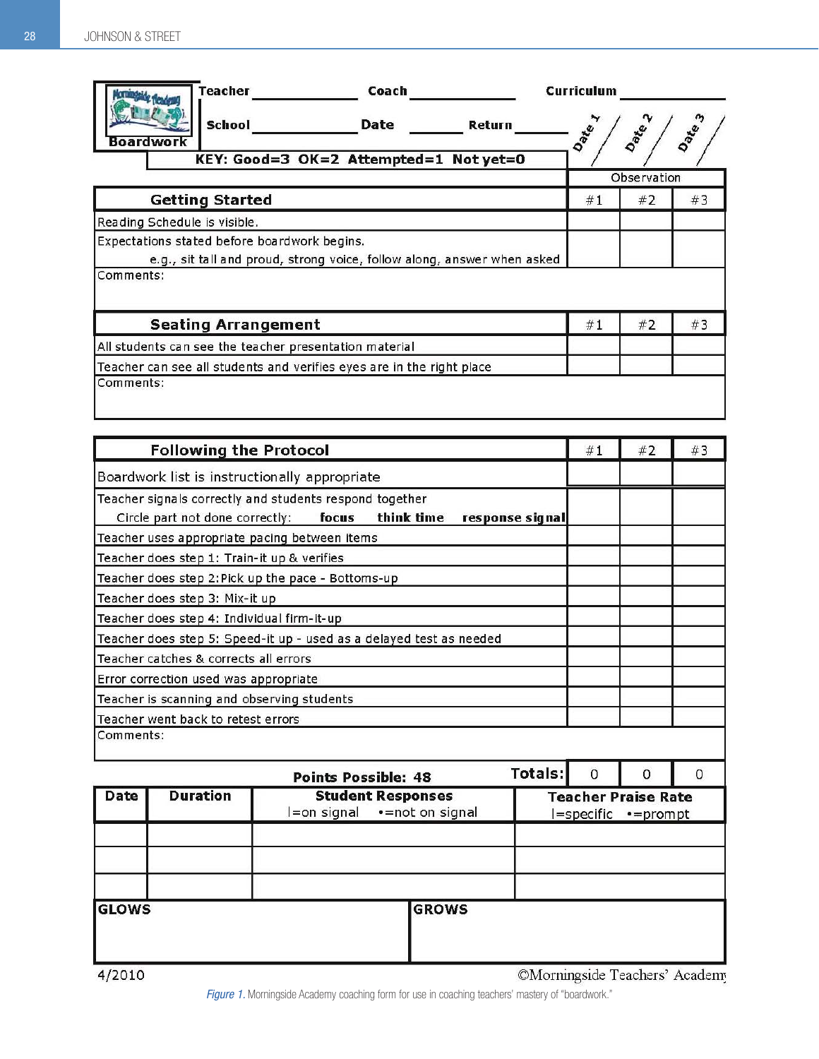| Boardwork | Teacher ______ | Coach ______ | Curriculum ______ | | |
|---|---|---|---|---|---|
| | School ______ | Date ______ | Return ______ | | |
| | KEY: Good=3 OK=2 Attempted=1 Not yet=0 | | Date 1 | Date 2 | Date 3 |
| | | | Observation | | |

| Getting Started | #1 | #2 | #3 |
|---|---|---|---|
| Reading Schedule is visible. | | | |
| Expectations stated before boardwork begins. e.g., sit tall and proud, strong voice, follow along, answer when asked | | | |
| Comments: | | | |

| Seating Arrangement | #1 | #2 | #3 |
|---|---|---|---|
| All students can see the teacher presentation material | | | |
| Teacher can see all students and verifies eyes are in the right place | | | |
| Comments: | | | |

| Following the Protocol | #1 | #2 | #3 |
|---|---|---|---|
| Boardwork list is instructionally appropriate | | | |
| Teacher signals correctly and students respond together. Circle part not done correctly: **focus** **think time** **response signal** | | | |
| Teacher uses appropriate pacing between items | | | |
| Teacher does step 1: Train-it up & verifies | | | |
| Teacher does step 2: Pick up the pace - Bottoms-up | | | |
| Teacher does step 3: Mix-it up | | | |
| Teacher does step 4: Individual firm-it-up | | | |
| Teacher does step 5: Speed-it up - used as a delayed test as needed | | | |
| Teacher catches & corrects all errors | | | |
| Error correction used was appropriate | | | |
| Teacher is scanning and observing students | | | |
| Teacher went back to retest errors | | | |
| Comments: | | | |
| **Points Possible: 48** **Totals:** | 0 | 0 | 0 |

| Date | Duration | Student Responses (I=on signal •=not on signal) | Teacher Praise Rate (I=specific •=prompt) |
|---|---|---|---|
| | | | |
| | | | |
| | | | |

| GLOWS | GROWS |
|---|---|
| | |

4/2010 ©Morningside Teachers' Academy

*Figure 1.* Morningside Academy coaching form for use in coaching teachers' mastery of "boardwork."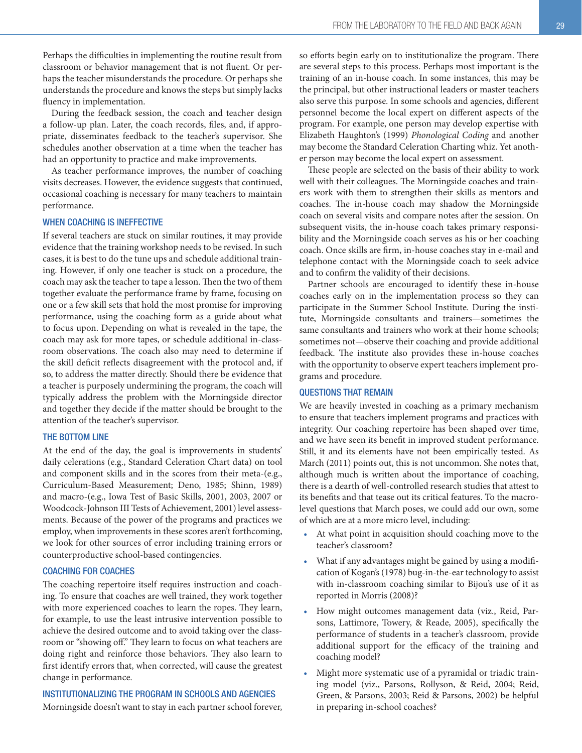Perhaps the difficulties in implementing the routine result from classroom or behavior management that is not fluent. Or perhaps the teacher misunderstands the procedure. Or perhaps she understands the procedure and knows the steps but simply lacks fluency in implementation.

During the feedback session, the coach and teacher design a follow-up plan. Later, the coach records, files, and, if appropriate, disseminates feedback to the teacher's supervisor. She schedules another observation at a time when the teacher has had an opportunity to practice and make improvements.

As teacher performance improves, the number of coaching visits decreases. However, the evidence suggests that continued, occasional coaching is necessary for many teachers to maintain performance.

### WHEN COACHING IS INEFFECTIVE

If several teachers are stuck on similar routines, it may provide evidence that the training workshop needs to be revised. In such cases, it is best to do the tune ups and schedule additional training. However, if only one teacher is stuck on a procedure, the coach may ask the teacher to tape a lesson. Then the two of them together evaluate the performance frame by frame, focusing on one or a few skill sets that hold the most promise for improving performance, using the coaching form as a guide about what to focus upon. Depending on what is revealed in the tape, the coach may ask for more tapes, or schedule additional in-classroom observations. The coach also may need to determine if the skill deficit reflects disagreement with the protocol and, if so, to address the matter directly. Should there be evidence that a teacher is purposely undermining the program, the coach will typically address the problem with the Morningside director and together they decide if the matter should be brought to the attention of the teacher's supervisor.

### THE BOTTOM LINE

At the end of the day, the goal is improvements in students' daily celerations (e.g., Standard Celeration Chart data) on tool and component skills and in the scores from their meta-(e.g., Curriculum-Based Measurement; Deno, 1985; Shinn, 1989) and macro-(e.g., Iowa Test of Basic Skills, 2001, 2003, 2007 or Woodcock-Johnson III Tests of Achievement, 2001) level assessments. Because of the power of the programs and practices we employ, when improvements in these scores aren't forthcoming, we look for other sources of error including training errors or counterproductive school-based contingencies.

### COACHING FOR COACHES

The coaching repertoire itself requires instruction and coaching. To ensure that coaches are well trained, they work together with more experienced coaches to learn the ropes. They learn, for example, to use the least intrusive intervention possible to achieve the desired outcome and to avoid taking over the classroom or "showing off." They learn to focus on what teachers are doing right and reinforce those behaviors. They also learn to first identify errors that, when corrected, will cause the greatest change in performance.

### INSTITUTIONALIZING THE PROGRAM IN SCHOOLS AND AGENCIES

Morningside doesn't want to stay in each partner school forever, so efforts begin early on to institutionalize the program. There are several steps to this process. Perhaps most important is the training of an in-house coach. In some instances, this may be the principal, but other instructional leaders or master teachers also serve this purpose. In some schools and agencies, different personnel become the local expert on different aspects of the program. For example, one person may develop expertise with Elizabeth Haughton's (1999) *Phonological Coding* and another may become the Standard Celeration Charting whiz. Yet another person may become the local expert on assessment.

These people are selected on the basis of their ability to work well with their colleagues. The Morningside coaches and trainers work with them to strengthen their skills as mentors and coaches. The in-house coach may shadow the Morningside coach on several visits and compare notes after the session. On subsequent visits, the in-house coach takes primary responsibility and the Morningside coach serves as his or her coaching coach. Once skills are firm, in-house coaches stay in e-mail and telephone contact with the Morningside coach to seek advice and to confirm the validity of their decisions.

Partner schools are encouraged to identify these in-house coaches early on in the implementation process so they can participate in the Summer School Institute. During the institute, Morningside consultants and trainers—sometimes the same consultants and trainers who work at their home schools; sometimes not—observe their coaching and provide additional feedback. The institute also provides these in-house coaches with the opportunity to observe expert teachers implement programs and procedure.

### QUESTIONS THAT REMAIN

We are heavily invested in coaching as a primary mechanism to ensure that teachers implement programs and practices with integrity. Our coaching repertoire has been shaped over time, and we have seen its benefit in improved student performance. Still, it and its elements have not been empirically tested. As March (2011) points out, this is not uncommon. She notes that, although much is written about the importance of coaching, there is a dearth of well-controlled research studies that attest to its benefits and that tease out its critical features. To the macro-level questions that March poses, we could add our own, some of which are at a more micro level, including:

- At what point in acquisition should coaching move to the teacher's classroom?
- What if any advantages might be gained by using a modification of Kogan's (1978) bug-in-the-ear technology to assist with in-classroom coaching similar to Bijou's use of it as reported in Morris (2008)?
- How might outcomes management data (viz., Reid, Parsons, Lattimore, Towery, & Reade, 2005), specifically the performance of students in a teacher's classroom, provide additional support for the efficacy of the training and coaching model?
- Might more systematic use of a pyramidal or triadic training model (viz., Parsons, Rollyson, & Reid, 2004; Reid, Green, & Parsons, 2003; Reid & Parsons, 2002) be helpful in preparing in-school coaches?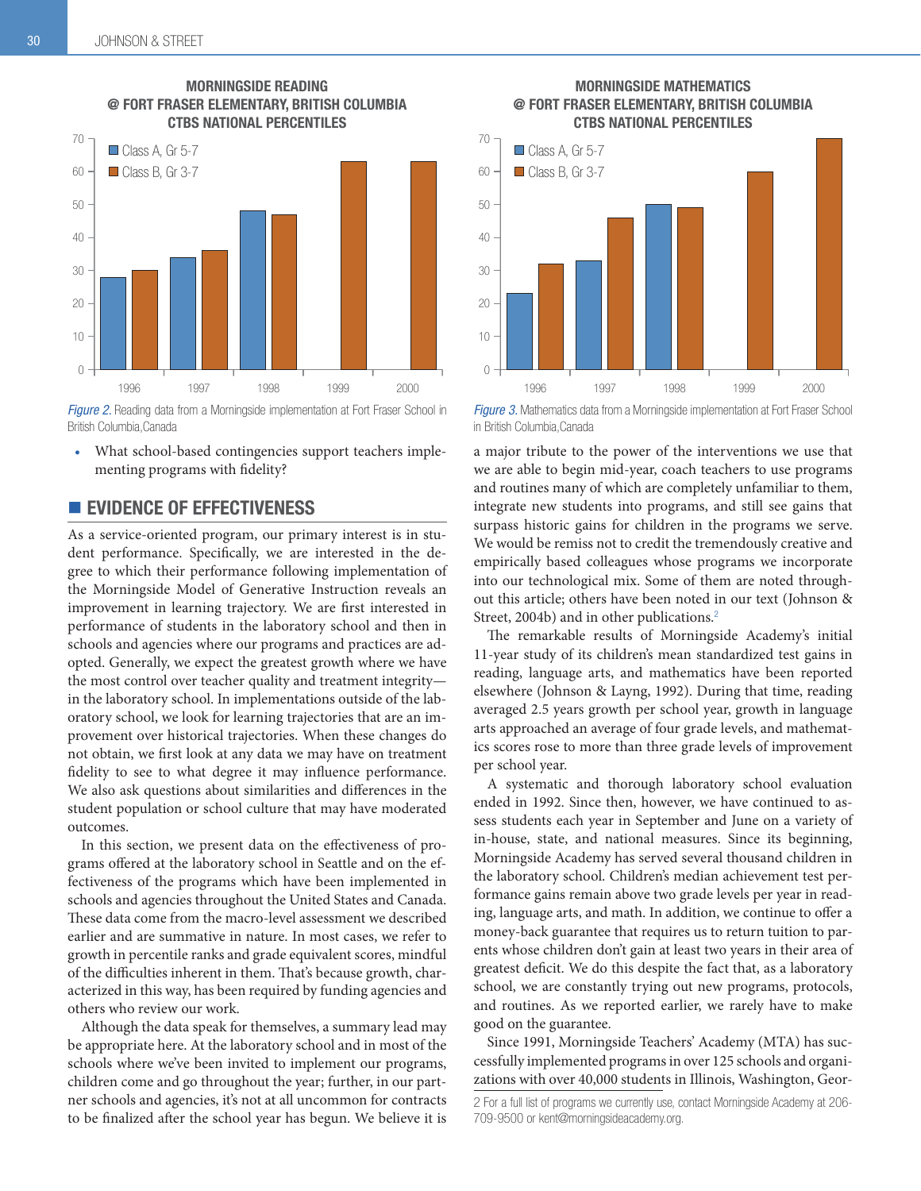Figure 2. Reading data from a Morningside implementation at Fort Fraser School in British Columbia,Canada

Figure 3. Mathematics data from a Morningside implementation at Fort Fraser School in British Columbia,Canada

- What school-based contingencies support teachers implementing programs with fidelity?

## EVIDENCE OF EFFECTIVENESS

As a service-oriented program, our primary interest is in student performance. Specifically, we are interested in the degree to which their performance following implementation of the Morningside Model of Generative Instruction reveals an improvement in learning trajectory. We are first interested in performance of students in the laboratory school and then in schools and agencies where our programs and practices are adopted. Generally, we expect the greatest growth where we have the most control over teacher quality and treatment integrity—in the laboratory school. In implementations outside of the laboratory school, we look for learning trajectories that are an improvement over historical trajectories. When these changes do not obtain, we first look at any data we may have on treatment fidelity to see to what degree it may influence performance. We also ask questions about similarities and differences in the student population or school culture that may have moderated outcomes.

In this section, we present data on the effectiveness of programs offered at the laboratory school in Seattle and on the effectiveness of the programs which have been implemented in schools and agencies throughout the United States and Canada. These data come from the macro-level assessment we described earlier and are summative in nature. In most cases, we refer to growth in percentile ranks and grade equivalent scores, mindful of the difficulties inherent in them. That's because growth, characterized in this way, has been required by funding agencies and others who review our work.

Although the data speak for themselves, a summary lead may be appropriate here. At the laboratory school and in most of the schools where we've been invited to implement our programs, children come and go throughout the year; further, in our partner schools and agencies, it's not at all uncommon for contracts to be finalized after the school year has begun. We believe it is a major tribute to the power of the interventions we use that we are able to begin mid-year, coach teachers to use programs and routines many of which are completely unfamiliar to them, integrate new students into programs, and still see gains that surpass historic gains for children in the programs we serve. We would be remiss not to credit the tremendously creative and empirically based colleagues whose programs we incorporate into our technological mix. Some of them are noted throughout this article; others have been noted in our text (Johnson & Street, 2004b) and in other publications.[2]

The remarkable results of Morningside Academy's initial 11-year study of its children's mean standardized test gains in reading, language arts, and mathematics have been reported elsewhere (Johnson & Layng, 1992). During that time, reading averaged 2.5 years growth per school year, growth in language arts approached an average of four grade levels, and mathematics scores rose to more than three grade levels of improvement per school year.

A systematic and thorough laboratory school evaluation ended in 1992. Since then, however, we have continued to assess students each year in September and June on a variety of in-house, state, and national measures. Since its beginning, Morningside Academy has served several thousand children in the laboratory school. Children's median achievement test performance gains remain above two grade levels per year in reading, language arts, and math. In addition, we continue to offer a money-back guarantee that requires us to return tuition to parents whose children don't gain at least two years in their area of greatest deficit. We do this despite the fact that, as a laboratory school, we are constantly trying out new programs, protocols, and routines. As we reported earlier, we rarely have to make good on the guarantee.

Since 1991, Morningside Teachers' Academy (MTA) has successfully implemented programs in over 125 schools and organizations with over 40,000 students in Illinois, Washington, Geor-

[2] For a full list of programs we currently use, contact Morningside Academy at 206-709-9500 or kent@morningsideacademy.org.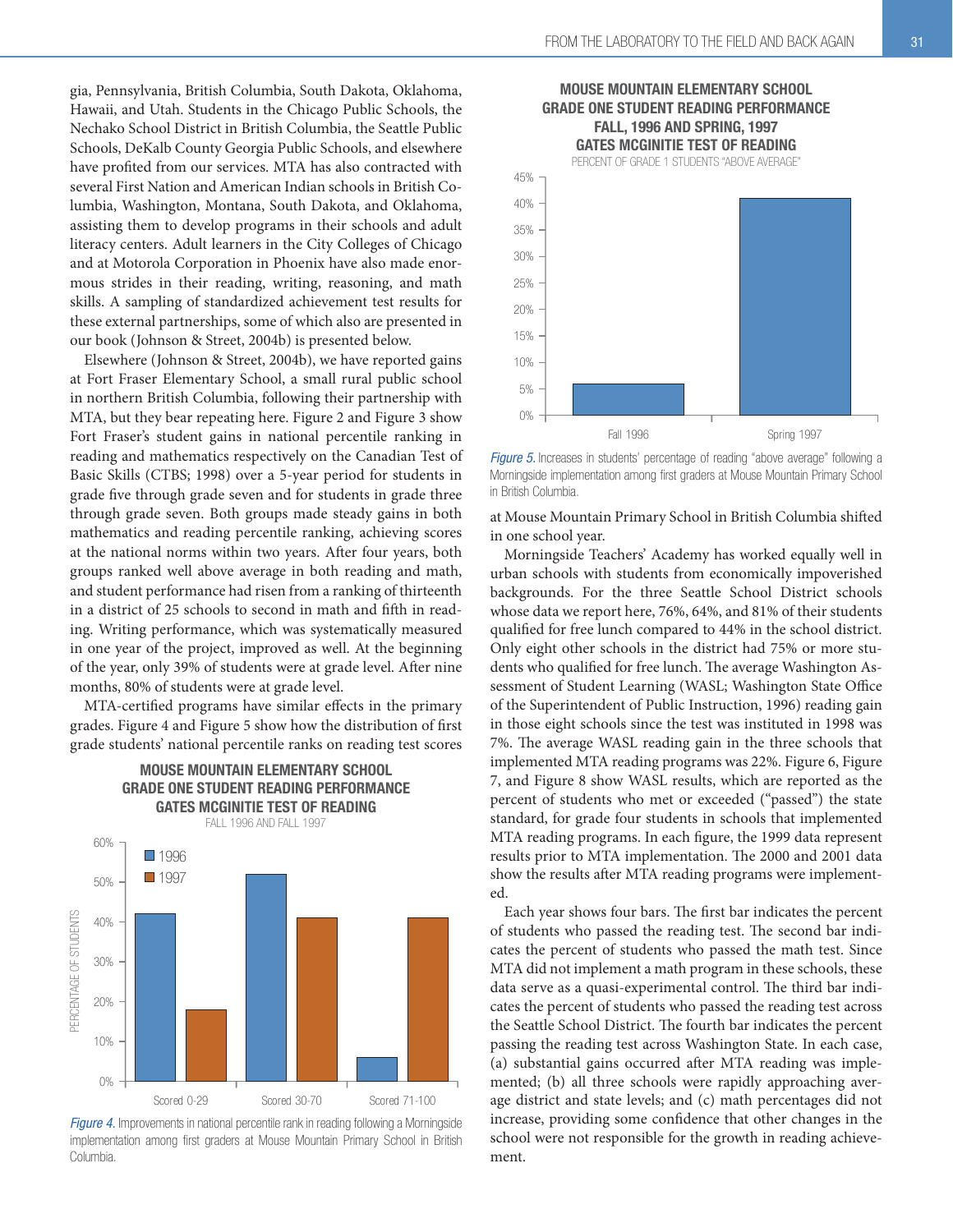gia, Pennsylvania, British Columbia, South Dakota, Oklahoma, Hawaii, and Utah. Students in the Chicago Public Schools, the Nechako School District in British Columbia, the Seattle Public Schools, DeKalb County Georgia Public Schools, and elsewhere have profited from our services. MTA has also contracted with several First Nation and American Indian schools in British Columbia, Washington, Montana, South Dakota, and Oklahoma, assisting them to develop programs in their schools and adult literacy centers. Adult learners in the City Colleges of Chicago and at Motorola Corporation in Phoenix have also made enormous strides in their reading, writing, reasoning, and math skills. A sampling of standardized achievement test results for these external partnerships, some of which also are presented in our book (Johnson & Street, 2004b) is presented below.

Elsewhere (Johnson & Street, 2004b), we have reported gains at Fort Fraser Elementary School, a small rural public school in northern British Columbia, following their partnership with MTA, but they bear repeating here. Figure 2 and Figure 3 show Fort Fraser's student gains in national percentile ranking in reading and mathematics respectively on the Canadian Test of Basic Skills (CTBS; 1998) over a 5-year period for students in grade five through grade seven and for students in grade three through grade seven. Both groups made steady gains in both mathematics and reading percentile ranking, achieving scores at the national norms within two years. After four years, both groups ranked well above average in both reading and math, and student performance had risen from a ranking of thirteenth in a district of 25 schools to second in math and fifth in reading. Writing performance, which was systematically measured in one year of the project, improved as well. At the beginning of the year, only 39% of students were at grade level. After nine months, 80% of students were at grade level.

MTA-certified programs have similar effects in the primary grades. Figure 4 and Figure 5 show how the distribution of first grade students' national percentile ranks on reading test scores

**MOUSE MOUNTAIN ELEMENTARY SCHOOL GRADE ONE STUDENT READING PERFORMANCE GATES MCGINITIE TEST OF READING**
FALL 1996 AND FALL 1997

| | Scored 0-29 | Scored 30-70 | Scored 71-100 |
|---|---|---|---|
| 1996 | 42% | 52% | 6% |
| 1997 | 18% | 41% | 41% |

*Figure 4.* Improvements in national percentile rank in reading following a Morningside implementation among first graders at Mouse Mountain Primary School in British Columbia.

**MOUSE MOUNTAIN ELEMENTARY SCHOOL GRADE ONE STUDENT READING PERFORMANCE FALL, 1996 AND SPRING, 1997 GATES MCGINITIE TEST OF READING**
PERCENT OF GRADE 1 STUDENTS "ABOVE AVERAGE"

| Fall 1996 | Spring 1997 |
|---|---|
| 6% | 41% |

*Figure 5.* Increases in students' percentage of reading "above average" following a Morningside implementation among first graders at Mouse Mountain Primary School in British Columbia.

at Mouse Mountain Primary School in British Columbia shifted in one school year.

Morningside Teachers' Academy has worked equally well in urban schools with students from economically impoverished backgrounds. For the three Seattle School District schools whose data we report here, 76%, 64%, and 81% of their students qualified for free lunch compared to 44% in the school district. Only eight other schools in the district had 75% or more students who qualified for free lunch. The average Washington Assessment of Student Learning (WASL; Washington State Office of the Superintendent of Public Instruction, 1996) reading gain in those eight schools since the test was instituted in 1998 was 7%. The average WASL reading gain in the three schools that implemented MTA reading programs was 22%. Figure 6, Figure 7, and Figure 8 show WASL results, which are reported as the percent of students who met or exceeded ("passed") the state standard, for grade four students in schools that implemented MTA reading programs. In each figure, the 1999 data represent results prior to MTA implementation. The 2000 and 2001 data show the results after MTA reading programs were implemented.

Each year shows four bars. The first bar indicates the percent of students who passed the reading test. The second bar indicates the percent of students who passed the math test. Since MTA did not implement a math program in these schools, these data serve as a quasi-experimental control. The third bar indicates the percent of students who passed the reading test across the Seattle School District. The fourth bar indicates the percent passing the reading test across Washington State. In each case, (a) substantial gains occurred after MTA reading was implemented; (b) all three schools were rapidly approaching average district and state levels; and (c) math percentages did not increase, providing some confidence that other changes in the school were not responsible for the growth in reading achievement.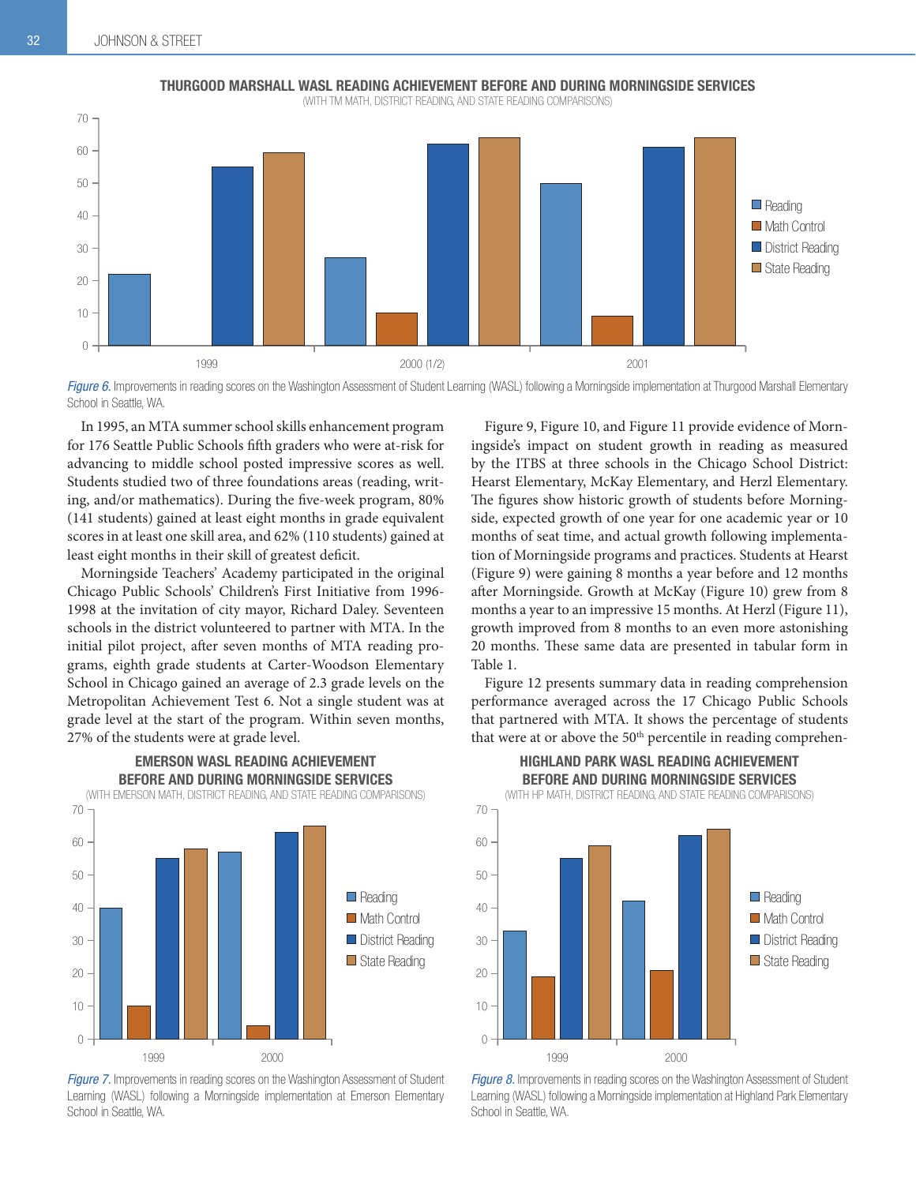**THURGOOD MARSHALL WASL READING ACHIEVEMENT BEFORE AND DURING MORNINGSIDE SERVICES**
(WITH TM MATH, DISTRICT READING, AND STATE READING COMPARISONS)

*Figure 6.* Improvements in reading scores on the Washington Assessment of Student Learning (WASL) following a Morningside implementation at Thurgood Marshall Elementary School in Seattle, WA.

In 1995, an MTA summer school skills enhancement program for 176 Seattle Public Schools fifth graders who were at-risk for advancing to middle school posted impressive scores as well. Students studied two of three foundations areas (reading, writing, and/or mathematics). During the five-week program, 80% (141 students) gained at least eight months in grade equivalent scores in at least one skill area, and 62% (110 students) gained at least eight months in their skill of greatest deficit.

Morningside Teachers' Academy participated in the original Chicago Public Schools' Children's First Initiative from 1996-1998 at the invitation of city mayor, Richard Daley. Seventeen schools in the district volunteered to partner with MTA. In the initial pilot project, after seven months of MTA reading programs, eighth grade students at Carter-Woodson Elementary School in Chicago gained an average of 2.3 grade levels on the Metropolitan Achievement Test 6. Not a single student was at grade level at the start of the program. Within seven months, 27% of the students were at grade level.

Figure 9, Figure 10, and Figure 11 provide evidence of Morningside's impact on student growth in reading as measured by the ITBS at three schools in the Chicago School District: Hearst Elementary, McKay Elementary, and Herzl Elementary. The figures show historic growth of students before Morningside, expected growth of one year for one academic year or 10 months of seat time, and actual growth following implementation of Morningside programs and practices. Students at Hearst (Figure 9) were gaining 8 months a year before and 12 months after Morningside. Growth at McKay (Figure 10) grew from 8 months a year to an impressive 15 months. At Herzl (Figure 11), growth improved from 8 months to an even more astonishing 20 months. These same data are presented in tabular form in Table 1.

Figure 12 presents summary data in reading comprehension performance averaged across the 17 Chicago Public Schools that partnered with MTA. It shows the percentage of students that were at or above the 50th percentile in reading comprehen-

**EMERSON WASL READING ACHIEVEMENT BEFORE AND DURING MORNINGSIDE SERVICES**
(WITH EMERSON MATH, DISTRICT READING, AND STATE READING COMPARISONS)

*Figure 7.* Improvements in reading scores on the Washington Assessment of Student Learning (WASL) following a Morningside implementation at Emerson Elementary School in Seattle, WA.

**HIGHLAND PARK WASL READING ACHIEVEMENT BEFORE AND DURING MORNINGSIDE SERVICES**
(WITH HP MATH, DISTRICT READING, AND STATE READING COMPARISONS)

*Figure 8.* Improvements in reading scores on the Washington Assessment of Student Learning (WASL) following a Morningside implementation at Highland Park Elementary School in Seattle, WA.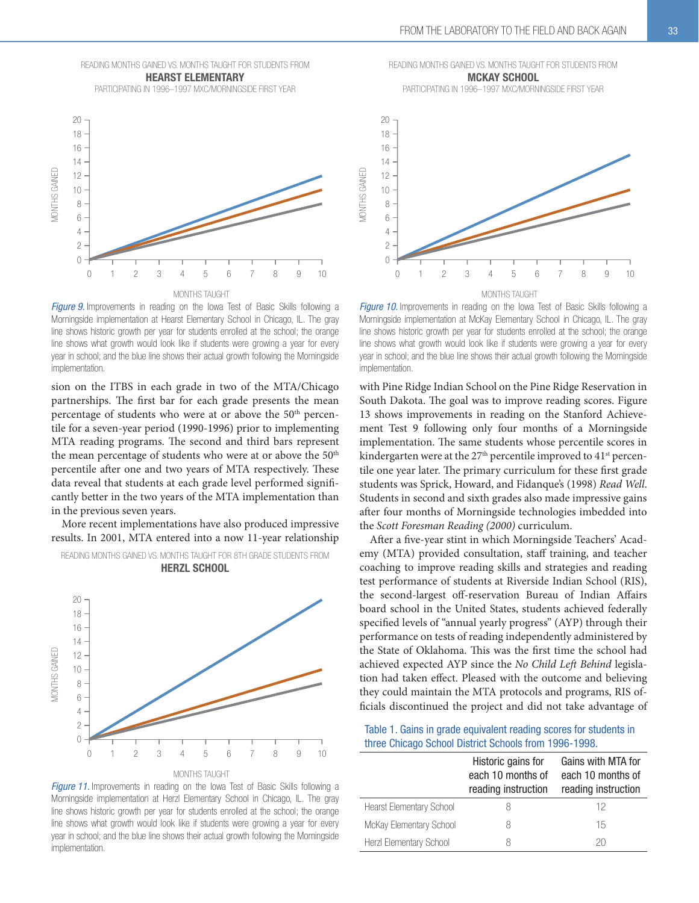READING MONTHS GAINED VS. MONTHS TAUGHT FOR STUDENTS FROM **HEARST ELEMENTARY** PARTICIPATING IN 1996–1997 MXC/MORNINGSIDE FIRST YEAR

*Figure 9.* Improvements in reading on the Iowa Test of Basic Skills following a Morningside implementation at Hearst Elementary School in Chicago, IL. The gray line shows historic growth per year for students enrolled at the school; the orange line shows what growth would look like if students were growing a year for every year in school; and the blue line shows their actual growth following the Morningside implementation.

READING MONTHS GAINED VS. MONTHS TAUGHT FOR STUDENTS FROM **MCKAY SCHOOL** PARTICIPATING IN 1996–1997 MXC/MORNINGSIDE FIRST YEAR

*Figure 10.* Improvements in reading on the Iowa Test of Basic Skills following a Morningside implementation at McKay Elementary School in Chicago, IL. The gray line shows historic growth per year for students enrolled at the school; the orange line shows what growth would look like if students were growing a year for every year in school; and the blue line shows their actual growth following the Morningside implementation.

sion on the ITBS in each grade in two of the MTA/Chicago partnerships. The first bar for each grade presents the mean percentage of students who were at or above the 50th percentile for a seven-year period (1990-1996) prior to implementing MTA reading programs. The second and third bars represent the mean percentage of students who were at or above the 50th percentile after one and two years of MTA respectively. These data reveal that students at each grade level performed significantly better in the two years of the MTA implementation than in the previous seven years.

More recent implementations have also produced impressive results. In 2001, MTA entered into a now 11-year relationship with Pine Ridge Indian School on the Pine Ridge Reservation in South Dakota. The goal was to improve reading scores. Figure 13 shows improvements in reading on the Stanford Achievement Test 9 following only four months of a Morningside implementation. The same students whose percentile scores in kindergarten were at the 27th percentile improved to 41st percentile one year later. The primary curriculum for these first grade students was Sprick, Howard, and Fidanque's (1998) *Read Well*. Students in second and sixth grades also made impressive gains after four months of Morningside technologies imbedded into the *Scott Foresman Reading (2000)* curriculum.

READING MONTHS GAINED VS. MONTHS TAUGHT FOR 8TH GRADE STUDENTS FROM **HERZL SCHOOL**

*Figure 11.* Improvements in reading on the Iowa Test of Basic Skills following a Morningside implementation at Herzl Elementary School in Chicago, IL. The gray line shows historic growth per year for students enrolled at the school; the orange line shows what growth would look like if students were growing a year for every year in school; and the blue line shows their actual growth following the Morningside implementation.

After a five-year stint in which Morningside Teachers' Academy (MTA) provided consultation, staff training, and teacher coaching to improve reading skills and strategies and reading test performance of students at Riverside Indian School (RIS), the second-largest off-reservation Bureau of Indian Affairs board school in the United States, students achieved federally specified levels of "annual yearly progress" (AYP) through their performance on tests of reading independently administered by the State of Oklahoma. This was the first time the school had achieved expected AYP since the *No Child Left Behind* legislation had taken effect. Pleased with the outcome and believing they could maintain the MTA protocols and programs, RIS officials discontinued the project and did not take advantage of

Table 1. Gains in grade equivalent reading scores for students in three Chicago School District Schools from 1996-1998.

| | Historic gains for each 10 months of reading instruction | Gains with MTA for each 10 months of reading instruction |
|---|---|---|
| Hearst Elementary School | 8 | 12 |
| McKay Elementary School | 8 | 15 |
| Herzl Elementary School | 8 | 20 |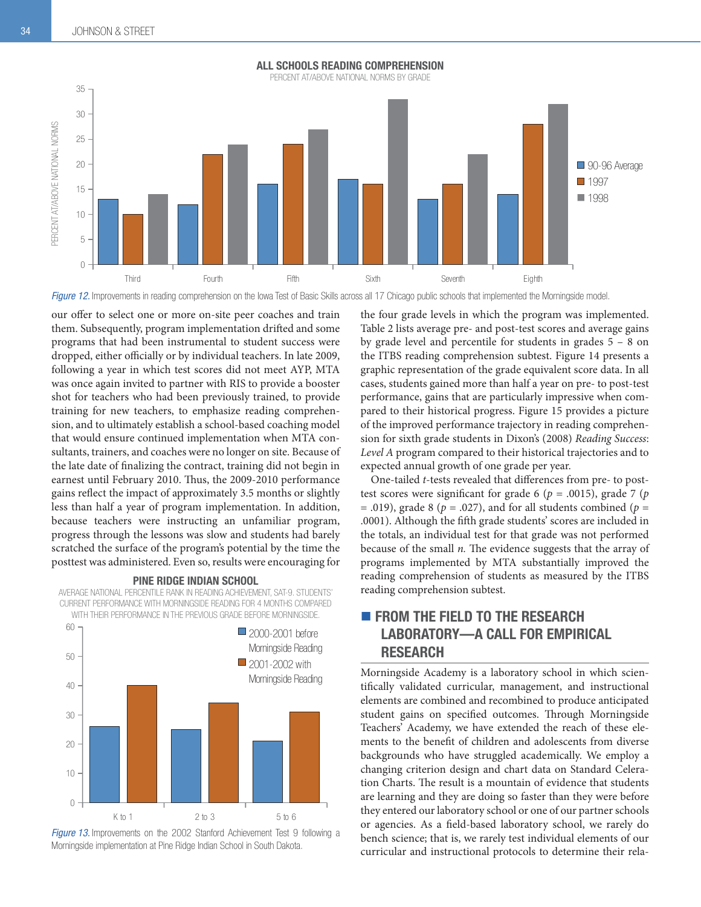**ALL SCHOOLS READING COMPREHENSION**

PERCENT AT/ABOVE NATIONAL NORMS BY GRADE

*Figure 12.* Improvements in reading comprehension on the Iowa Test of Basic Skills across all 17 Chicago public schools that implemented the Morningside model.

our offer to select one or more on-site peer coaches and train them. Subsequently, program implementation drifted and some programs that had been instrumental to student success were dropped, either officially or by individual teachers. In late 2009, following a year in which test scores did not meet AYP, MTA was once again invited to partner with RIS to provide a booster shot for teachers who had been previously trained, to provide training for new teachers, to emphasize reading comprehension, and to ultimately establish a school-based coaching model that would ensure continued implementation when MTA consultants, trainers, and coaches were no longer on site. Because of the late date of finalizing the contract, training did not begin in earnest until February 2010. Thus, the 2009-2010 performance gains reflect the impact of approximately 3.5 months or slightly less than half a year of program implementation. In addition, because teachers were instructing an unfamiliar program, progress through the lessons was slow and students had barely scratched the surface of the program's potential by the time the posttest was administered. Even so, results were encouraging for the four grade levels in which the program was implemented. Table 2 lists average pre- and post-test scores and average gains by grade level and percentile for students in grades 5 – 8 on the ITBS reading comprehension subtest. Figure 14 presents a graphic representation of the grade equivalent score data. In all cases, students gained more than half a year on pre- to post-test performance, gains that are particularly impressive when compared to their historical progress. Figure 15 provides a picture of the improved performance trajectory in reading comprehension for sixth grade students in Dixon's (2008) *Reading Success: Level A* program compared to their historical trajectories and to expected annual growth of one grade per year.

**PINE RIDGE INDIAN SCHOOL**

AVERAGE NATIONAL PERCENTILE RANK IN READING ACHIEVEMENT, SAT-9. STUDENTS' CURRENT PERFORMANCE WITH MORNINGSIDE READING FOR 4 MONTHS COMPARED WITH THEIR PERFORMANCE IN THE PREVIOUS GRADE BEFORE MORNINGSIDE.

*Figure 13.* Improvements on the 2002 Stanford Achievement Test 9 following a Morningside implementation at Pine Ridge Indian School in South Dakota.

One-tailed *t*-tests revealed that differences from pre- to post-test scores were significant for grade 6 ($p = .0015$), grade 7 ($p = .019$), grade 8 ($p = .027$), and for all students combined ($p = .0001$). Although the fifth grade students' scores are included in the totals, an individual test for that grade was not performed because of the small *n*. The evidence suggests that the array of programs implemented by MTA substantially improved the reading comprehension of students as measured by the ITBS reading comprehension subtest.

## FROM THE FIELD TO THE RESEARCH LABORATORY—A CALL FOR EMPIRICAL RESEARCH

Morningside Academy is a laboratory school in which scientifically validated curricular, management, and instructional elements are combined and recombined to produce anticipated student gains on specified outcomes. Through Morningside Teachers' Academy, we have extended the reach of these elements to the benefit of children and adolescents from diverse backgrounds who have struggled academically. We employ a changing criterion design and chart data on Standard Celeration Charts. The result is a mountain of evidence that students are learning and they are doing so faster than they were before they entered our laboratory school or one of our partner schools or agencies. As a field-based laboratory school, we rarely do bench science; that is, we rarely test individual elements of our curricular and instructional protocols to determine their rela-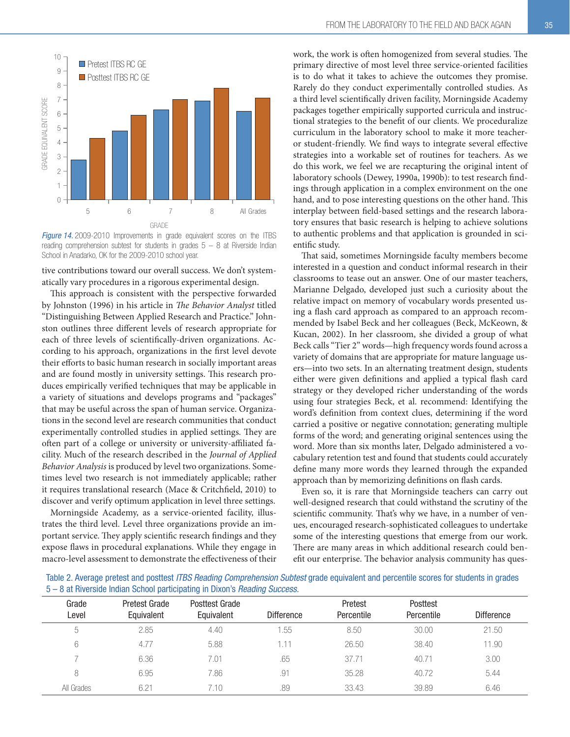*Figure 14.* 2009-2010 Improvements in grade equivalent scores on the ITBS reading comprehension subtest for students in grades 5 – 8 at Riverside Indian School in Anadarko, OK for the 2009-2010 school year.

tive contributions toward our overall success. We don't systematically vary procedures in a rigorous experimental design.

This approach is consistent with the perspective forwarded by Johnston (1996) in his article in *The Behavior Analyst* titled "Distinguishing Between Applied Research and Practice." Johnston outlines three different levels of research appropriate for each of three levels of scientifically-driven organizations. According to his approach, organizations in the first level devote their efforts to basic human research in socially important areas and are found mostly in university settings. This research produces empirically verified techniques that may be applicable in a variety of situations and develops programs and "packages" that may be useful across the span of human service. Organizations in the second level are research communities that conduct experimentally controlled studies in applied settings. They are often part of a college or university or university-affiliated facility. Much of the research described in the *Journal of Applied Behavior Analysis* is produced by level two organizations. Sometimes level two research is not immediately applicable; rather it requires translational research (Mace & Critchfield, 2010) to discover and verify optimum application in level three settings.

Morningside Academy, as a service-oriented facility, illustrates the third level. Level three organizations provide an important service. They apply scientific research findings and they expose flaws in procedural explanations. While they engage in macro-level assessment to demonstrate the effectiveness of their work, the work is often homogenized from several studies. The primary directive of most level three service-oriented facilities is to do what it takes to achieve the outcomes they promise. Rarely do they conduct experimentally controlled studies. As a third level scientifically driven facility, Morningside Academy packages together empirically supported curricula and instructional strategies to the benefit of our clients. We proceduralize curriculum in the laboratory school to make it more teacher- or student-friendly. We find ways to integrate several effective strategies into a workable set of routines for teachers. As we do this work, we feel we are recapturing the original intent of laboratory schools (Dewey, 1990a, 1990b): to test research findings through application in a complex environment on the one hand, and to pose interesting questions on the other hand. This interplay between field-based settings and the research laboratory ensures that basic research is helping to achieve solutions to authentic problems and that application is grounded in scientific study.

That said, sometimes Morningside faculty members become interested in a question and conduct informal research in their classrooms to tease out an answer. One of our master teachers, Marianne Delgado, developed just such a curiosity about the relative impact on memory of vocabulary words presented using a flash card approach as compared to an approach recommended by Isabel Beck and her colleagues (Beck, McKeown, & Kucan, 2002). In her classroom, she divided a group of what Beck calls "Tier 2" words—high frequency words found across a variety of domains that are appropriate for mature language users—into two sets. In an alternating treatment design, students either were given definitions and applied a typical flash card strategy or they developed richer understanding of the words using four strategies Beck, et al. recommend: Identifying the word's definition from context clues, determining if the word carried a positive or negative connotation; generating multiple forms of the word; and generating original sentences using the word. More than six months later, Delgado administered a vocabulary retention test and found that students could accurately define many more words they learned through the expanded approach than by memorizing definitions on flash cards.

Even so, it is rare that Morningside teachers can carry out well-designed research that could withstand the scrutiny of the scientific community. That's why we have, in a number of venues, encouraged research-sophisticated colleagues to undertake some of the interesting questions that emerge from our work. There are many areas in which additional research could benefit our enterprise. The behavior analysis community has ques-

Table 2. Average pretest and posttest *ITBS Reading Comprehension Subtest* grade equivalent and percentile scores for students in grades 5 – 8 at Riverside Indian School participating in Dixon's *Reading Success*.

| Grade Level | Pretest Grade Equivalent | Posttest Grade Equivalent | Difference | Pretest Percentile | Posttest Percentile | Difference |
|---|---|---|---|---|---|---|
| 5 | 2.85 | 4.40 | 1.55 | 8.50 | 30.00 | 21.50 |
| 6 | 4.77 | 5.88 | 1.11 | 26.50 | 38.40 | 11.90 |
| 7 | 6.36 | 7.01 | .65 | 37.71 | 40.71 | 3.00 |
| 8 | 6.95 | 7.86 | .91 | 35.28 | 40.72 | 5.44 |
| All Grades | 6.21 | 7.10 | .89 | 33.43 | 39.89 | 6.46 |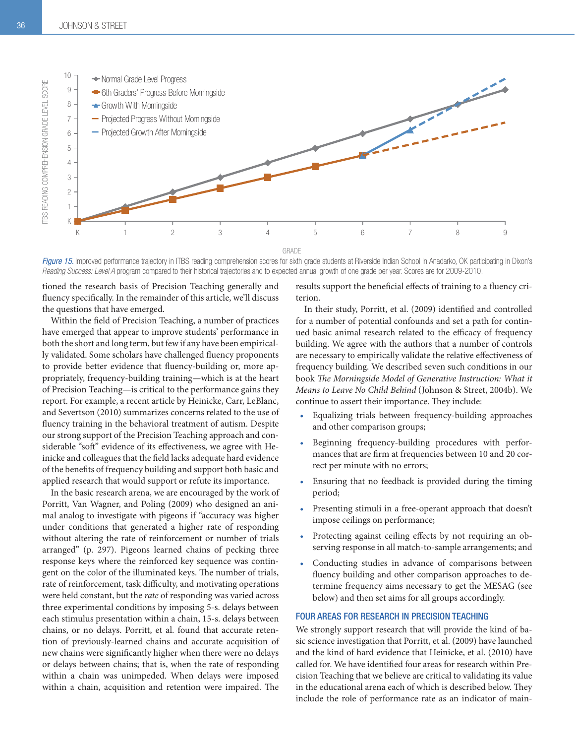*Figure 15.* Improved performance trajectory in ITBS reading comprehension scores for sixth grade students at Riverside Indian School in Anadarko, OK participating in Dixon's *Reading Success: Level A* program compared to their historical trajectories and to expected annual growth of one grade per year. Scores are for 2009-2010.

tioned the research basis of Precision Teaching generally and fluency specifically. In the remainder of this article, we'll discuss the questions that have emerged.

Within the field of Precision Teaching, a number of practices have emerged that appear to improve students' performance in both the short and long term, but few if any have been empirically validated. Some scholars have challenged fluency proponents to provide better evidence that fluency-building or, more appropriately, frequency-building training—which is at the heart of Precision Teaching—is critical to the performance gains they report. For example, a recent article by Heinicke, Carr, LeBlanc, and Severtson (2010) summarizes concerns related to the use of fluency training in the behavioral treatment of autism. Despite our strong support of the Precision Teaching approach and considerable "soft" evidence of its effectiveness, we agree with Heinicke and colleagues that the field lacks adequate hard evidence of the benefits of frequency building and support both basic and applied research that would support or refute its importance.

In the basic research arena, we are encouraged by the work of Porritt, Van Wagner, and Poling (2009) who designed an animal analog to investigate with pigeons if "accuracy was higher under conditions that generated a higher rate of responding without altering the rate of reinforcement or number of trials arranged" (p. 297). Pigeons learned chains of pecking three response keys where the reinforced key sequence was contingent on the color of the illuminated keys. The number of trials, rate of reinforcement, task difficulty, and motivating operations were held constant, but the *rate* of responding was varied across three experimental conditions by imposing 5-s. delays between each stimulus presentation within a chain, 15-s. delays between chains, or no delays. Porritt, et al. found that accurate retention of previously-learned chains and accurate acquisition of new chains were significantly higher when there were no delays or delays between chains; that is, when the rate of responding within a chain was unimpeded. When delays were imposed within a chain, acquisition and retention were impaired. The results support the beneficial effects of training to a fluency criterion.

In their study, Porritt, et al. (2009) identified and controlled for a number of potential confounds and set a path for continued basic animal research related to the efficacy of frequency building. We agree with the authors that a number of controls are necessary to empirically validate the relative effectiveness of frequency building. We described seven such conditions in our book *The Morningside Model of Generative Instruction: What it Means to Leave No Child Behind* (Johnson & Street, 2004b). We continue to assert their importance. They include:

- Equalizing trials between frequency-building approaches and other comparison groups;
- Beginning frequency-building procedures with performances that are firm at frequencies between 10 and 20 correct per minute with no errors;
- Ensuring that no feedback is provided during the timing period;
- Presenting stimuli in a free-operant approach that doesn't impose ceilings on performance;
- Protecting against ceiling effects by not requiring an observing response in all match-to-sample arrangements; and
- Conducting studies in advance of comparisons between fluency building and other comparison approaches to determine frequency aims necessary to get the MESAG (see below) and then set aims for all groups accordingly.

## FOUR AREAS FOR RESEARCH IN PRECISION TEACHING

We strongly support research that will provide the kind of basic science investigation that Porritt, et al. (2009) have launched and the kind of hard evidence that Heinicke, et al. (2010) have called for. We have identified four areas for research within Precision Teaching that we believe are critical to validating its value in the educational arena each of which is described below. They include the role of performance rate as an indicator of main-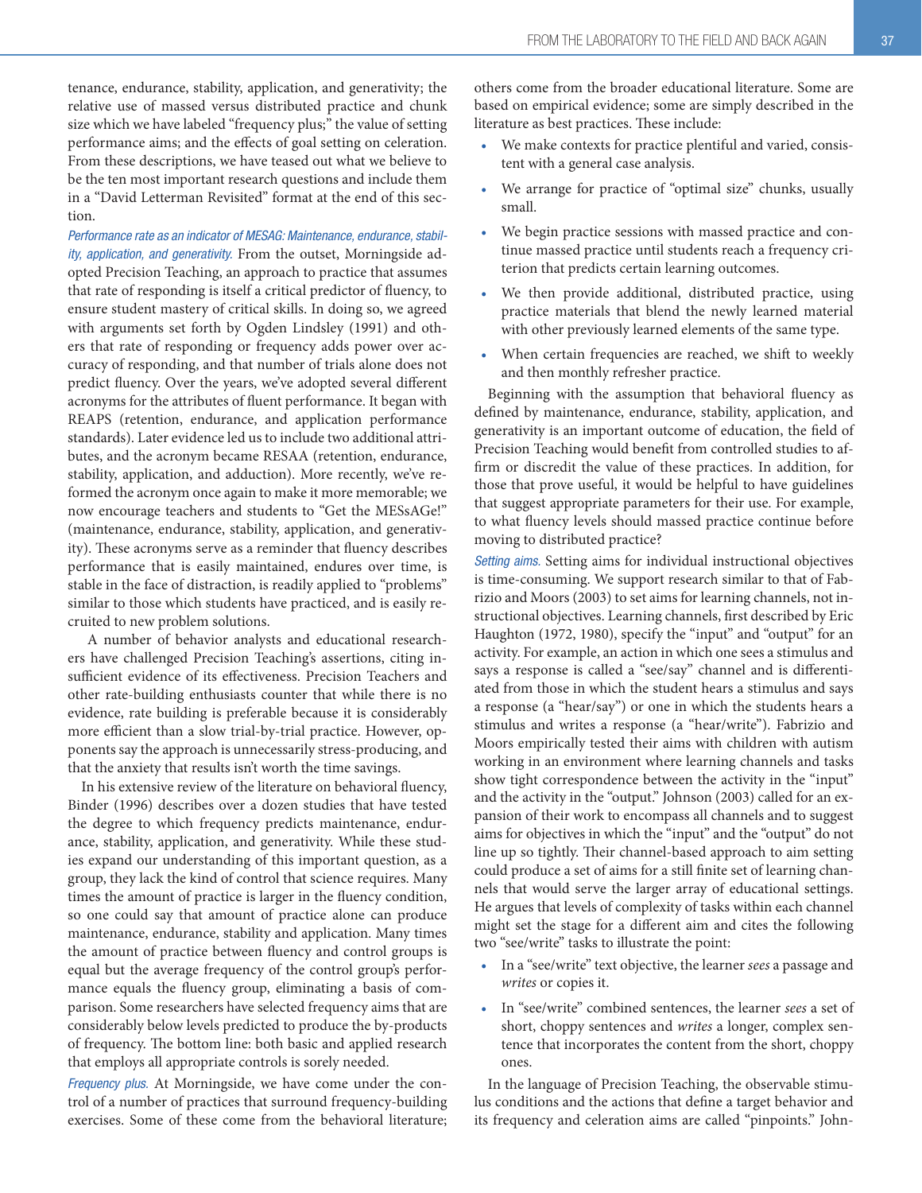tenance, endurance, stability, application, and generativity; the relative use of massed versus distributed practice and chunk size which we have labeled "frequency plus;" the value of setting performance aims; and the effects of goal setting on celeration. From these descriptions, we have teased out what we believe to be the ten most important research questions and include them in a "David Letterman Revisited" format at the end of this section.

*Performance rate as an indicator of MESAG: Maintenance, endurance, stability, application, and generativity.* From the outset, Morningside adopted Precision Teaching, an approach to practice that assumes that rate of responding is itself a critical predictor of fluency, to ensure student mastery of critical skills. In doing so, we agreed with arguments set forth by Ogden Lindsley (1991) and others that rate of responding or frequency adds power over accuracy of responding, and that number of trials alone does not predict fluency. Over the years, we've adopted several different acronyms for the attributes of fluent performance. It began with REAPS (retention, endurance, and application performance standards). Later evidence led us to include two additional attributes, and the acronym became RESAA (retention, endurance, stability, application, and adduction). More recently, we've reformed the acronym once again to make it more memorable; we now encourage teachers and students to "Get the MESsAGe!" (maintenance, endurance, stability, application, and generativity). These acronyms serve as a reminder that fluency describes performance that is easily maintained, endures over time, is stable in the face of distraction, is readily applied to "problems" similar to those which students have practiced, and is easily recruited to new problem solutions.

A number of behavior analysts and educational researchers have challenged Precision Teaching's assertions, citing insufficient evidence of its effectiveness. Precision Teachers and other rate-building enthusiasts counter that while there is no evidence, rate building is preferable because it is considerably more efficient than a slow trial-by-trial practice. However, opponents say the approach is unnecessarily stress-producing, and that the anxiety that results isn't worth the time savings.

In his extensive review of the literature on behavioral fluency, Binder (1996) describes over a dozen studies that have tested the degree to which frequency predicts maintenance, endurance, stability, application, and generativity. While these studies expand our understanding of this important question, as a group, they lack the kind of control that science requires. Many times the amount of practice is larger in the fluency condition, so one could say that amount of practice alone can produce maintenance, endurance, stability and application. Many times the amount of practice between fluency and control groups is equal but the average frequency of the control group's performance equals the fluency group, eliminating a basis of comparison. Some researchers have selected frequency aims that are considerably below levels predicted to produce the by-products of frequency. The bottom line: both basic and applied research that employs all appropriate controls is sorely needed.

*Frequency plus.* At Morningside, we have come under the control of a number of practices that surround frequency-building exercises. Some of these come from the behavioral literature; others come from the broader educational literature. Some are based on empirical evidence; some are simply described in the literature as best practices. These include:

- We make contexts for practice plentiful and varied, consistent with a general case analysis.
- We arrange for practice of "optimal size" chunks, usually small.
- We begin practice sessions with massed practice and continue massed practice until students reach a frequency criterion that predicts certain learning outcomes.
- We then provide additional, distributed practice, using practice materials that blend the newly learned material with other previously learned elements of the same type.
- When certain frequencies are reached, we shift to weekly and then monthly refresher practice.

Beginning with the assumption that behavioral fluency as defined by maintenance, endurance, stability, application, and generativity is an important outcome of education, the field of Precision Teaching would benefit from controlled studies to affirm or discredit the value of these practices. In addition, for those that prove useful, it would be helpful to have guidelines that suggest appropriate parameters for their use. For example, to what fluency levels should massed practice continue before moving to distributed practice?

*Setting aims.* Setting aims for individual instructional objectives is time-consuming. We support research similar to that of Fabrizio and Moors (2003) to set aims for learning channels, not instructional objectives. Learning channels, first described by Eric Haughton (1972, 1980), specify the "input" and "output" for an activity. For example, an action in which one sees a stimulus and says a response is called a "see/say" channel and is differentiated from those in which the student hears a stimulus and says a response (a "hear/say") or one in which the students hears a stimulus and writes a response (a "hear/write"). Fabrizio and Moors empirically tested their aims with children with autism working in an environment where learning channels and tasks show tight correspondence between the activity in the "input" and the activity in the "output." Johnson (2003) called for an expansion of their work to encompass all channels and to suggest aims for objectives in which the "input" and the "output" do not line up so tightly. Their channel-based approach to aim setting could produce a set of aims for a still finite set of learning channels that would serve the larger array of educational settings. He argues that levels of complexity of tasks within each channel might set the stage for a different aim and cites the following two "see/write" tasks to illustrate the point:

- In a "see/write" text objective, the learner *sees* a passage and *writes* or copies it.
- In "see/write" combined sentences, the learner *sees* a set of short, choppy sentences and *writes* a longer, complex sentence that incorporates the content from the short, choppy ones.

In the language of Precision Teaching, the observable stimulus conditions and the actions that define a target behavior and its frequency and celeration aims are called "pinpoints." John-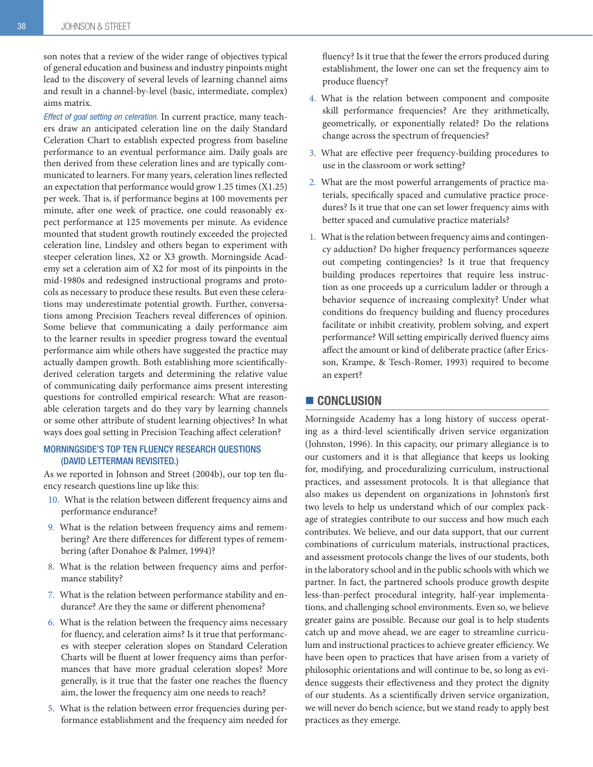son notes that a review of the wider range of objectives typical of general education and business and industry pinpoints might lead to the discovery of several levels of learning channel aims and result in a channel-by-level (basic, intermediate, complex) aims matrix.

*Effect of goal setting on celeration.* In current practice, many teachers draw an anticipated celeration line on the daily Standard Celeration Chart to establish expected progress from baseline performance to an eventual performance aim. Daily goals are then derived from these celeration lines and are typically communicated to learners. For many years, celeration lines reflected an expectation that performance would grow 1.25 times (X1.25) per week. That is, if performance begins at 100 movements per minute, after one week of practice, one could reasonably expect performance at 125 movements per minute. As evidence mounted that student growth routinely exceeded the projected celeration line, Lindsley and others began to experiment with steeper celeration lines, X2 or X3 growth. Morningside Academy set a celeration aim of X2 for most of its pinpoints in the mid-1980s and redesigned instructional programs and protocols as necessary to produce these results. But even these celerations may underestimate potential growth. Further, conversations among Precision Teachers reveal differences of opinion. Some believe that communicating a daily performance aim to the learner results in speedier progress toward the eventual performance aim while others have suggested the practice may actually dampen growth. Both establishing more scientifically-derived celeration targets and determining the relative value of communicating daily performance aims present interesting questions for controlled empirical research: What are reasonable celeration targets and do they vary by learning channels or some other attribute of student learning objectives? In what ways does goal setting in Precision Teaching affect celeration?

### MORNINGSIDE'S TOP TEN FLUENCY RESEARCH QUESTIONS (DAVID LETTERMAN REVISITED.)

As we reported in Johnson and Street (2004b), our top ten fluency research questions line up like this:

10. What is the relation between different frequency aims and performance endurance?
9. What is the relation between frequency aims and remembering? Are there differences for different types of remembering (after Donahoe & Palmer, 1994)?
8. What is the relation between frequency aims and performance stability?
7. What is the relation between performance stability and endurance? Are they the same or different phenomena?
6. What is the relation between the frequency aims necessary for fluency, and celeration aims? Is it true that performances with steeper celeration slopes on Standard Celeration Charts will be fluent at lower frequency aims than performances that have more gradual celeration slopes? More generally, is it true that the faster one reaches the fluency aim, the lower the frequency aim one needs to reach?
5. What is the relation between error frequencies during performance establishment and the frequency aim needed for fluency? Is it true that the fewer the errors produced during establishment, the lower one can set the frequency aim to produce fluency?
4. What is the relation between component and composite skill performance frequencies? Are they arithmetically, geometrically, or exponentially related? Do the relations change across the spectrum of frequencies?
3. What are effective peer frequency-building procedures to use in the classroom or work setting?
2. What are the most powerful arrangements of practice materials, specifically spaced and cumulative practice procedures? Is it true that one can set lower frequency aims with better spaced and cumulative practice materials?
1. What is the relation between frequency aims and contingency adduction? Do higher frequency performances squeeze out competing contingencies? Is it true that frequency building produces repertoires that require less instruction as one proceeds up a curriculum ladder or through a behavior sequence of increasing complexity? Under what conditions do frequency building and fluency procedures facilitate or inhibit creativity, problem solving, and expert performance? Will setting empirically derived fluency aims affect the amount or kind of deliberate practice (after Ericsson, Krampe, & Tesch-Romer, 1993) required to become an expert?

## CONCLUSION

Morningside Academy has a long history of success operating as a third-level scientifically driven service organization (Johnston, 1996). In this capacity, our primary allegiance is to our customers and it is that allegiance that keeps us looking for, modifying, and proceduralizing curriculum, instructional practices, and assessment protocols. It is that allegiance that also makes us dependent on organizations in Johnston's first two levels to help us understand which of our complex package of strategies contribute to our success and how much each contributes. We believe, and our data support, that our current combinations of curriculum materials, instructional practices, and assessment protocols change the lives of our students, both in the laboratory school and in the public schools with which we partner. In fact, the partnered schools produce growth despite less-than-perfect procedural integrity, half-year implementations, and challenging school environments. Even so, we believe greater gains are possible. Because our goal is to help students catch up and move ahead, we are eager to streamline curriculum and instructional practices to achieve greater efficiency. We have been open to practices that have arisen from a variety of philosophic orientations and will continue to be, so long as evidence suggests their effectiveness and they protect the dignity of our students. As a scientifically driven service organization, we will never do bench science, but we stand ready to apply best practices as they emerge.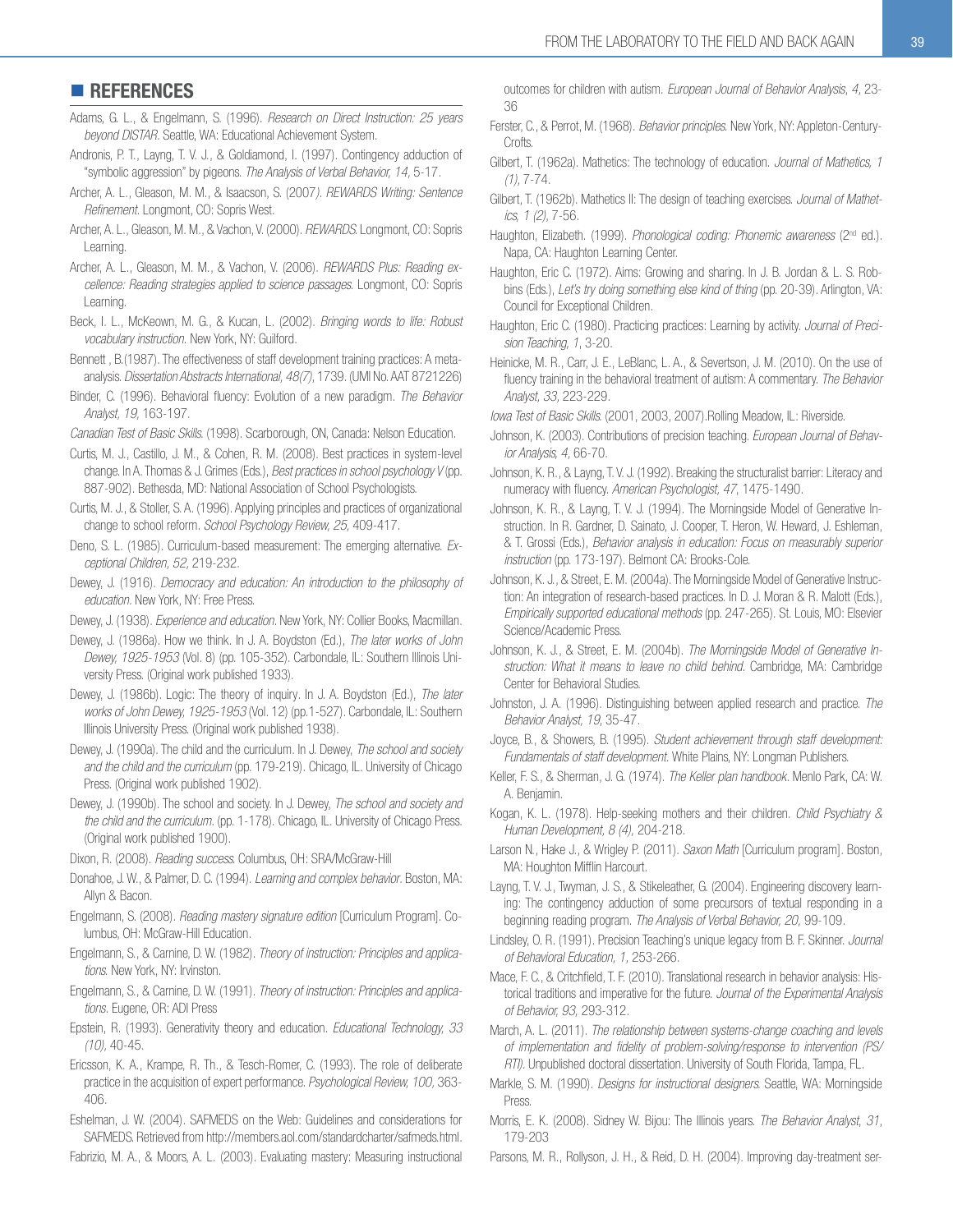## REFERENCES

Adams, G. L., & Engelmann, S. (1996). *Research on Direct Instruction: 25 years beyond DISTAR.* Seattle, WA: Educational Achievement System.

Andronis, P. T., Layng, T. V. J., & Goldiamond, I. (1997). Contingency adduction of "symbolic aggression" by pigeons. *The Analysis of Verbal Behavior, 14,* 5-17.

Archer, A. L., Gleason, M. M., & Isaacson, S. (2007). *REWARDS Writing: Sentence Refinement.* Longmont, CO: Sopris West.

Archer, A. L., Gleason, M. M., & Vachon, V. (2000). *REWARDS.* Longmont, CO: Sopris Learning.

Archer, A. L., Gleason, M. M., & Vachon, V. (2006). *REWARDS Plus: Reading excellence: Reading strategies applied to science passages.* Longmont, CO: Sopris Learning.

Beck, I. L., McKeown, M. G., & Kucan, L. (2002). *Bringing words to life: Robust vocabulary instruction.* New York, NY: Guilford.

Bennett , B.(1987). The effectiveness of staff development training practices: A meta-analysis. *Dissertation Abstracts International, 48(7)*, 1739. (UMI No. AAT 8721226)

Binder, C. (1996). Behavioral fluency: Evolution of a new paradigm. *The Behavior Analyst, 19,* 163-197.

*Canadian Test of Basic Skills.* (1998). Scarborough, ON, Canada: Nelson Education.

Curtis, M. J., Castillo, J. M., & Cohen, R. M. (2008). Best practices in system-level change. In A. Thomas & J. Grimes (Eds.), *Best practices in school psychology V* (pp. 887-902). Bethesda, MD: National Association of School Psychologists.

Curtis, M. J., & Stoller, S. A. (1996). Applying principles and practices of organizational change to school reform. *School Psychology Review, 25,* 409-417.

Deno, S. L. (1985). Curriculum-based measurement: The emerging alternative. *Exceptional Children, 52,* 219-232.

Dewey, J. (1916). *Democracy and education: An introduction to the philosophy of education.* New York, NY: Free Press.

Dewey, J. (1938). *Experience and education.* New York, NY: Collier Books, Macmillan.

Dewey, J. (1986a). How we think. In J. A. Boydston (Ed.), *The later works of John Dewey, 1925-1953* (Vol. 8) (pp. 105-352). Carbondale, IL: Southern Illinois University Press. (Original work published 1933).

Dewey, J. (1986b). Logic: The theory of inquiry. In J. A. Boydston (Ed.), *The later works of John Dewey, 1925-1953* (Vol. 12) (pp.1-527). Carbondale, IL: Southern Illinois University Press. (Original work published 1938).

Dewey, J. (1990a). The child and the curriculum. In J. Dewey, *The school and society and the child and the curriculum* (pp. 179-219). Chicago, IL. University of Chicago Press. (Original work published 1902).

Dewey, J. (1990b). The school and society. In J. Dewey, *The school and society and the child and the curriculum.* (pp. 1-178). Chicago, IL. University of Chicago Press. (Original work published 1900).

Dixon, R. (2008). *Reading success.* Columbus, OH: SRA/McGraw-Hill

Donahoe, J. W., & Palmer, D. C. (1994). *Learning and complex behavior.* Boston, MA: Allyn & Bacon.

Engelmann, S. (2008). *Reading mastery signature edition* [Curriculum Program]. Columbus, OH: McGraw-Hill Education.

Engelmann, S., & Carnine, D. W. (1982). *Theory of instruction: Principles and applications.* New York, NY: Irvinston.

Engelmann, S., & Carnine, D. W. (1991). *Theory of instruction: Principles and applications.* Eugene, OR: ADI Press

Epstein, R. (1993). Generativity theory and education. *Educational Technology, 33 (10),* 40-45.

Ericsson, K. A., Krampe, R. Th., & Tesch-Romer, C. (1993). The role of deliberate practice in the acquisition of expert performance. *Psychological Review, 100,* 363-406.

Eshelman, J. W. (2004). SAFMEDS on the Web: Guidelines and considerations for SAFMEDS. Retrieved from http://members.aol.com/standardcharter/safmeds.html.

Fabrizio, M. A., & Moors, A. L. (2003). Evaluating mastery: Measuring instructional outcomes for children with autism. *European Journal of Behavior Analysis, 4,* 23-36

Ferster, C., & Perrot, M. (1968). *Behavior principles.* New York, NY: Appleton-Century-Crofts.

Gilbert, T. (1962a). Mathetics: The technology of education. *Journal of Mathetics, 1 (1),* 7-74.

Gilbert, T. (1962b). Mathetics II: The design of teaching exercises. *Journal of Mathetics, 1 (2),* 7-56.

Haughton, Elizabeth. (1999). *Phonological coding: Phonemic awareness* (2nd ed.). Napa, CA: Haughton Learning Center.

Haughton, Eric C. (1972). Aims: Growing and sharing. In J. B. Jordan & L. S. Robbins (Eds.), *Let's try doing something else kind of thing* (pp. 20-39). Arlington, VA: Council for Exceptional Children.

Haughton, Eric C. (1980). Practicing practices: Learning by activity. *Journal of Precision Teaching, 1*, 3-20.

Heinicke, M. R., Carr, J. E., LeBlanc, L. A., & Severtson, J. M. (2010). On the use of fluency training in the behavioral treatment of autism: A commentary. *The Behavior Analyst, 33,* 223-229.

*Iowa Test of Basic Skills.* (2001, 2003, 2007).Rolling Meadow, IL: Riverside.

Johnson, K. (2003). Contributions of precision teaching. *European Journal of Behavior Analysis, 4,* 66-70.

Johnson, K. R., & Layng, T. V. J. (1992). Breaking the structuralist barrier: Literacy and numeracy with fluency. *American Psychologist, 47*, 1475-1490.

Johnson, K. R., & Layng, T. V. J. (1994). The Morningside Model of Generative Instruction. In R. Gardner, D. Sainato, J. Cooper, T. Heron, W. Heward, J. Eshleman, & T. Grossi (Eds.), *Behavior analysis in education: Focus on measurably superior instruction* (pp. 173-197). Belmont CA: Brooks-Cole.

Johnson, K. J., & Street, E. M. (2004a). The Morningside Model of Generative Instruction: An integration of research-based practices. In D. J. Moran & R. Malott (Eds.), *Empirically supported educational methods* (pp. 247-265). St. Louis, MO: Elsevier Science/Academic Press.

Johnson, K. J., & Street, E. M. (2004b). *The Morningside Model of Generative Instruction: What it means to leave no child behind.* Cambridge, MA: Cambridge Center for Behavioral Studies.

Johnston, J. A. (1996). Distinguishing between applied research and practice. *The Behavior Analyst, 19*, 35-47.

Joyce, B., & Showers, B. (1995). *Student achievement through staff development: Fundamentals of staff development.* White Plains, NY: Longman Publishers.

Keller, F. S., & Sherman, J. G. (1974). *The Keller plan handbook.* Menlo Park, CA: W. A. Benjamin.

Kogan, K. L. (1978). Help-seeking mothers and their children. *Child Psychiatry & Human Development, 8 (4),* 204-218.

Larson N., Hake J., & Wrigley P. (2011). *Saxon Math* [Curriculum program]. Boston, MA: Houghton Mifflin Harcourt.

Layng, T. V. J., Twyman, J. S., & Stikeleather, G. (2004). Engineering discovery learning: The contingency adduction of some precursors of textual responding in a beginning reading program. *The Analysis of Verbal Behavior, 20,* 99-109.

Lindsley, O. R. (1991). Precision Teaching's unique legacy from B. F. Skinner. *Journal of Behavioral Education, 1,* 253-266.

Mace, F. C., & Critchfield, T. F. (2010). Translational research in behavior analysis: Historical traditions and imperative for the future. *Journal of the Experimental Analysis of Behavior, 93,* 293-312.

March, A. L. (2011). *The relationship between systems-change coaching and levels of implementation and fidelity of problem-solving/response to intervention (PS/RTI).* Unpublished doctoral dissertation. University of South Florida, Tampa, FL.

Markle, S. M. (1990). *Designs for instructional designers.* Seattle, WA: Morningside Press.

Morris, E. K. (2008). Sidney W. Bijou: The Illinois years. *The Behavior Analyst, 31*, 179-203

Parsons, M. R., Rollyson, J. H., & Reid, D. H. (2004). Improving day-treatment ser-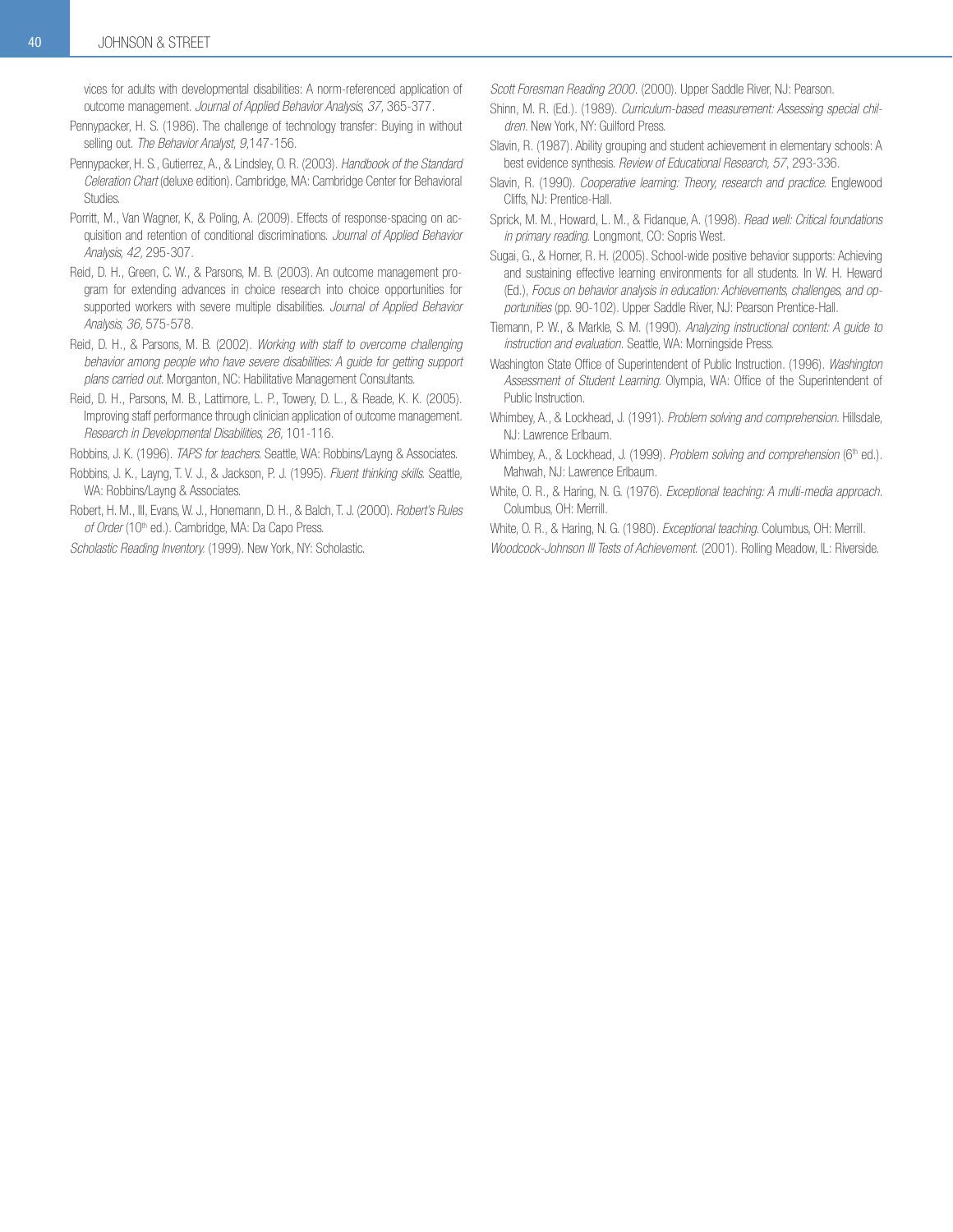vices for adults with developmental disabilities: A norm-referenced application of outcome management. *Journal of Applied Behavior Analysis, 37,* 365-377.

Pennypacker, H. S. (1986). The challenge of technology transfer: Buying in without selling out. *The Behavior Analyst, 9,*147-156.

Pennypacker, H. S., Gutierrez, A., & Lindsley, O. R. (2003). *Handbook of the Standard Celeration Chart* (deluxe edition). Cambridge, MA: Cambridge Center for Behavioral Studies.

Porritt, M., Van Wagner, K, & Poling, A. (2009). Effects of response-spacing on acquisition and retention of conditional discriminations. *Journal of Applied Behavior Analysis, 42,* 295-307.

Reid, D. H., Green, C. W., & Parsons, M. B. (2003). An outcome management program for extending advances in choice research into choice opportunities for supported workers with severe multiple disabilities. *Journal of Applied Behavior Analysis, 36,* 575-578.

Reid, D. H., & Parsons, M. B. (2002). *Working with staff to overcome challenging behavior among people who have severe disabilities: A guide for getting support plans carried out.* Morganton, NC: Habilitative Management Consultants.

Reid, D. H., Parsons, M. B., Lattimore, L. P., Towery, D. L., & Reade, K. K. (2005). Improving staff performance through clinician application of outcome management. *Research in Developmental Disabilities, 26,* 101-116.

Robbins, J. K. (1996). *TAPS for teachers.* Seattle, WA: Robbins/Layng & Associates.

Robbins, J. K., Layng, T. V. J., & Jackson, P. J. (1995). *Fluent thinking skills.* Seattle, WA: Robbins/Layng & Associates.

Robert, H. M., III, Evans, W. J., Honemann, D. H., & Balch, T. J. (2000). *Robert's Rules of Order* (10th ed.). Cambridge, MA: Da Capo Press.

*Scholastic Reading Inventory.* (1999). New York, NY: Scholastic.

*Scott Foresman Reading 2000.* (2000). Upper Saddle River, NJ: Pearson.

Shinn, M. R. (Ed.). (1989). *Curriculum-based measurement: Assessing special children.* New York, NY: Guilford Press.

Slavin, R. (1987). Ability grouping and student achievement in elementary schools: A best evidence synthesis. *Review of Educational Research, 57*, 293-336.

Slavin, R. (1990). *Cooperative learning: Theory, research and practice.* Englewood Cliffs, NJ: Prentice-Hall.

Sprick, M. M., Howard, L. M., & Fidanque, A. (1998). *Read well: Critical foundations in primary reading.* Longmont, CO: Sopris West.

Sugai, G., & Horner, R. H. (2005). School-wide positive behavior supports: Achieving and sustaining effective learning environments for all students. In W. H. Heward (Ed.), *Focus on behavior analysis in education: Achievements, challenges, and opportunities* (pp. 90-102). Upper Saddle River, NJ: Pearson Prentice-Hall.

Tiemann, P. W., & Markle, S. M. (1990). *Analyzing instructional content: A guide to instruction and evaluation.* Seattle, WA: Morningside Press.

Washington State Office of Superintendent of Public Instruction. (1996). *Washington Assessment of Student Learning.* Olympia, WA: Office of the Superintendent of Public Instruction.

Whimbey, A., & Lockhead, J. (1991). *Problem solving and comprehension.* Hillsdale, NJ: Lawrence Erlbaum.

Whimbey, A., & Lockhead, J. (1999). *Problem solving and comprehension* (6th ed.). Mahwah, NJ: Lawrence Erlbaum.

White, O. R., & Haring, N. G. (1976). *Exceptional teaching: A multi-media approach.* Columbus, OH: Merrill.

White, O. R., & Haring, N. G. (1980). *Exceptional teaching.* Columbus, OH: Merrill.

*Woodcock-Johnson III Tests of Achievement.* (2001). Rolling Meadow, IL: Riverside.